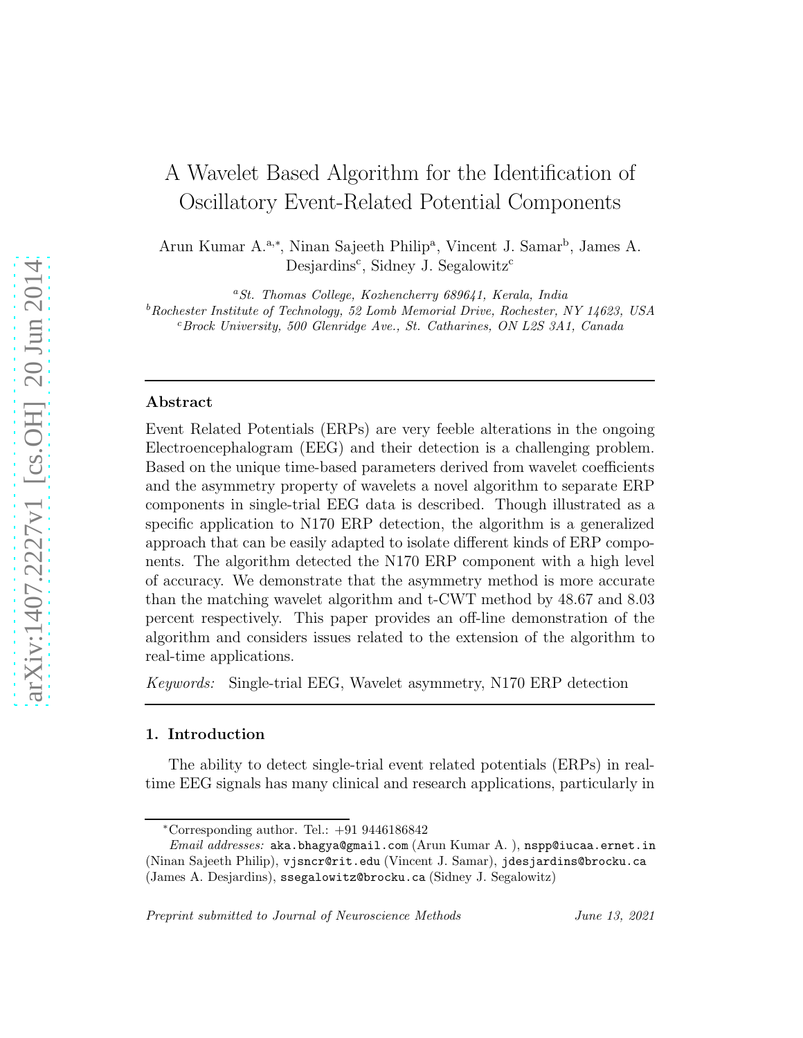# A Wavelet Based Algorithm for the Identification of Oscillatory Event-Related Potential Components

Arun Kumar A.[a,*], Ninan Sajeeth Philip[a], Vincent J. Samar[b], James A. Desjardins[c], Sidney J. Segalowitz[c]

[a] *St. Thomas College, Kozhencherry 689641, Kerala, India*
[b] *Rochester Institute of Technology, 52 Lomb Memorial Drive, Rochester, NY 14623, USA*
[c] *Brock University, 500 Glenridge Ave., St. Catharines, ON L2S 3A1, Canada*

---

## Abstract

Event Related Potentials (ERPs) are very feeble alterations in the ongoing Electroencephalogram (EEG) and their detection is a challenging problem. Based on the unique time-based parameters derived from wavelet coefficients and the asymmetry property of wavelets a novel algorithm to separate ERP components in single-trial EEG data is described. Though illustrated as a specific application to N170 ERP detection, the algorithm is a generalized approach that can be easily adapted to isolate different kinds of ERP components. The algorithm detected the N170 ERP component with a high level of accuracy. We demonstrate that the asymmetry method is more accurate than the matching wavelet algorithm and t-CWT method by 48.67 and 8.03 percent respectively. This paper provides an off-line demonstration of the algorithm and considers issues related to the extension of the algorithm to real-time applications.

*Keywords:* Single-trial EEG, Wavelet asymmetry, N170 ERP detection

---

## 1. Introduction

The ability to detect single-trial event related potentials (ERPs) in real-time EEG signals has many clinical and research applications, particularly in

---

*Corresponding author. Tel.: +91 9446186842

*Email addresses:* aka.bhagya@gmail.com (Arun Kumar A. ), nspp@iucaa.ernet.in (Ninan Sajeeth Philip), vjsncr@rit.edu (Vincent J. Samar), jdesjardins@brocku.ca (James A. Desjardins), ssegalowitz@brocku.ca (Sidney J. Segalowitz)

*Preprint submitted to Journal of Neuroscience Methods* *June 13, 2021*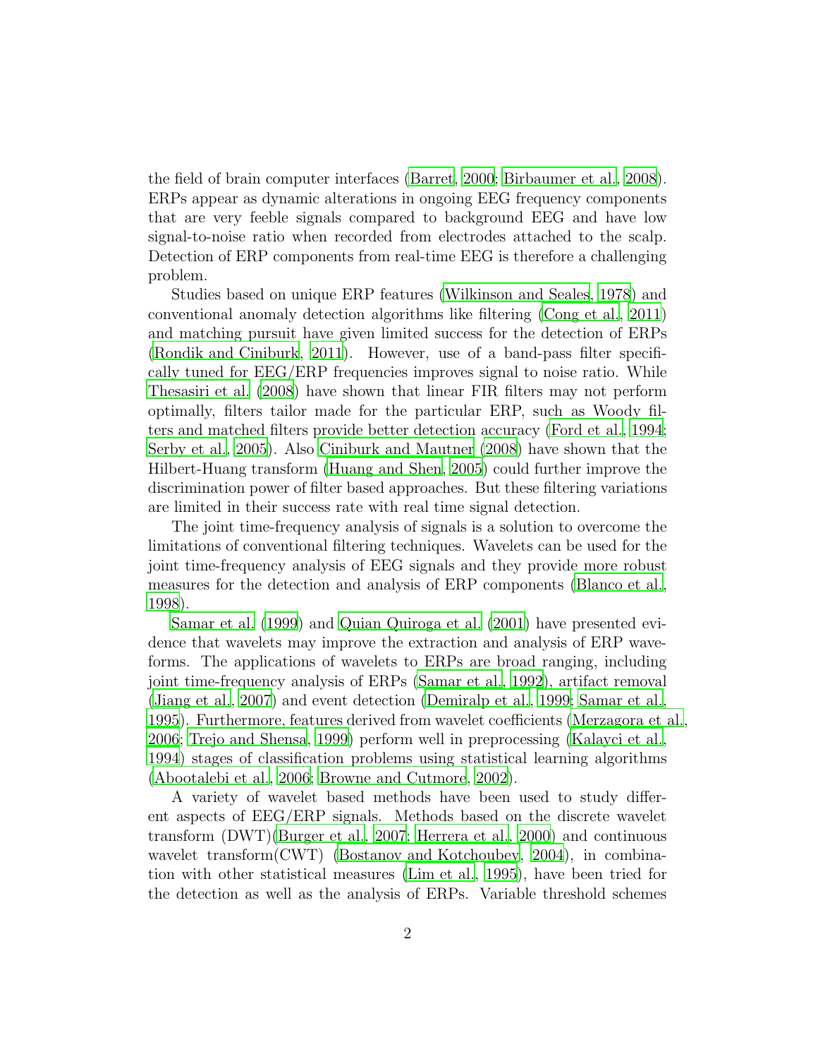the field of brain computer interfaces (Barret, 2000; Birbaumer et al., 2008). ERPs appear as dynamic alterations in ongoing EEG frequency components that are very feeble signals compared to background EEG and have low signal-to-noise ratio when recorded from electrodes attached to the scalp. Detection of ERP components from real-time EEG is therefore a challenging problem.

Studies based on unique ERP features (Wilkinson and Seales, 1978) and conventional anomaly detection algorithms like filtering (Cong et al., 2011) and matching pursuit have given limited success for the detection of ERPs (Rondik and Ciniburk, 2011). However, use of a band-pass filter specifically tuned for EEG/ERP frequencies improves signal to noise ratio. While Thesasiri et al. (2008) have shown that linear FIR filters may not perform optimally, filters tailor made for the particular ERP, such as Woody filters and matched filters provide better detection accuracy (Ford et al., 1994; Serby et al., 2005). Also Ciniburk and Mautner (2008) have shown that the Hilbert-Huang transform (Huang and Shen, 2005) could further improve the discrimination power of filter based approaches. But these filtering variations are limited in their success rate with real time signal detection.

The joint time-frequency analysis of signals is a solution to overcome the limitations of conventional filtering techniques. Wavelets can be used for the joint time-frequency analysis of EEG signals and they provide more robust measures for the detection and analysis of ERP components (Blanco et al., 1998).

Samar et al. (1999) and Quian Quiroga et al. (2001) have presented evidence that wavelets may improve the extraction and analysis of ERP waveforms. The applications of wavelets to ERPs are broad ranging, including joint time-frequency analysis of ERPs (Samar et al., 1992), artifact removal (Jiang et al., 2007) and event detection (Demiralp et al., 1999; Samar et al., 1995). Furthermore, features derived from wavelet coefficients (Merzagora et al., 2006; Trejo and Shensa, 1999) perform well in preprocessing (Kalayci et al., 1994) stages of classification problems using statistical learning algorithms (Abootalebi et al., 2006; Browne and Cutmore, 2002).

A variety of wavelet based methods have been used to study different aspects of EEG/ERP signals. Methods based on the discrete wavelet transform (DWT)(Burger et al., 2007; Herrera et al., 2000) and continuous wavelet transform(CWT) (Bostanov and Kotchoubey, 2004), in combination with other statistical measures (Lim et al., 1995), have been tried for the detection as well as the analysis of ERPs. Variable threshold schemes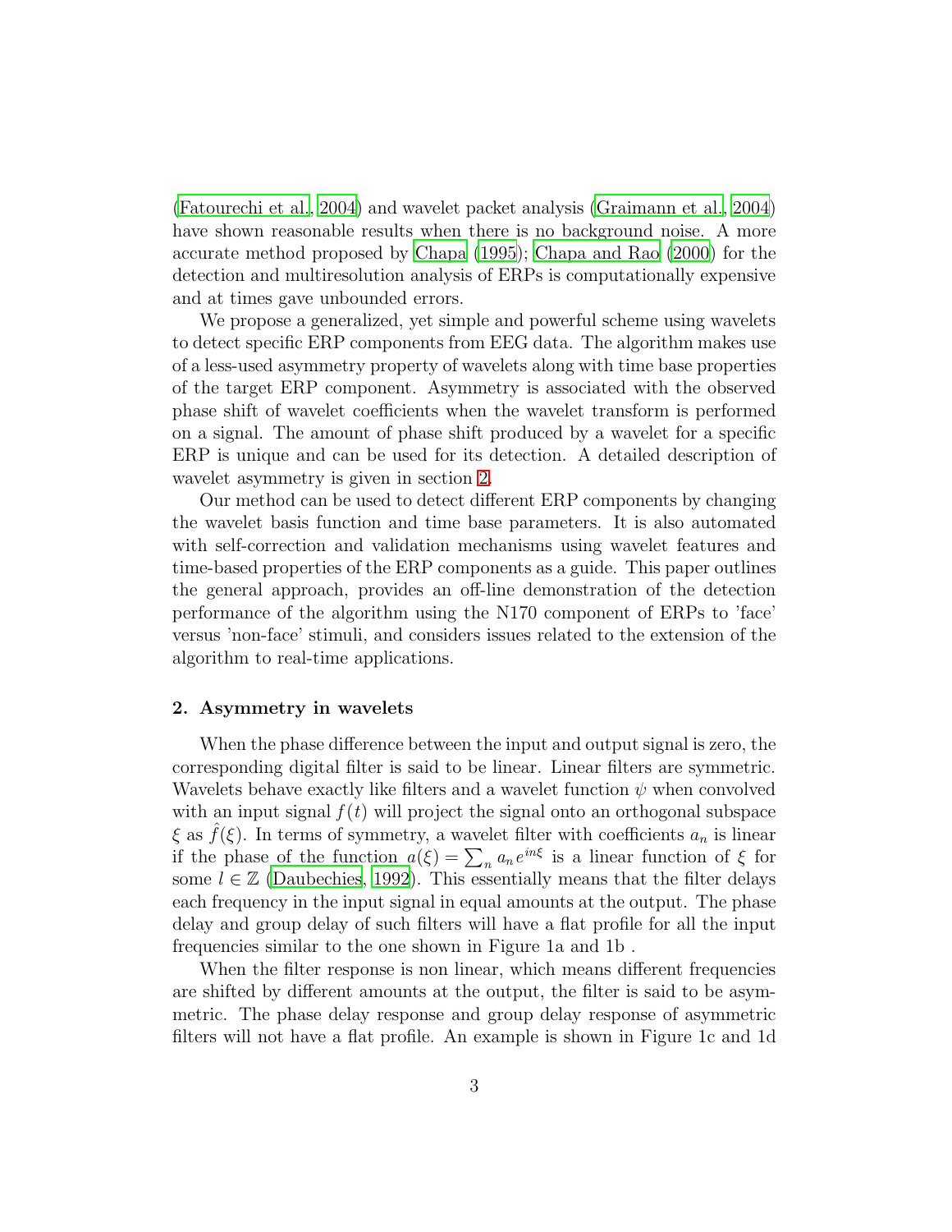(Fatourechi et al., 2004) and wavelet packet analysis (Graimann et al., 2004) have shown reasonable results when there is no background noise. A more accurate method proposed by Chapa (1995); Chapa and Rao (2000) for the detection and multiresolution analysis of ERPs is computationally expensive and at times gave unbounded errors.

We propose a generalized, yet simple and powerful scheme using wavelets to detect specific ERP components from EEG data. The algorithm makes use of a less-used asymmetry property of wavelets along with time base properties of the target ERP component. Asymmetry is associated with the observed phase shift of wavelet coefficients when the wavelet transform is performed on a signal. The amount of phase shift produced by a wavelet for a specific ERP is unique and can be used for its detection. A detailed description of wavelet asymmetry is given in section 2.

Our method can be used to detect different ERP components by changing the wavelet basis function and time base parameters. It is also automated with self-correction and validation mechanisms using wavelet features and time-based properties of the ERP components as a guide. This paper outlines the general approach, provides an off-line demonstration of the detection performance of the algorithm using the N170 component of ERPs to 'face' versus 'non-face' stimuli, and considers issues related to the extension of the algorithm to real-time applications.

## 2. Asymmetry in wavelets

When the phase difference between the input and output signal is zero, the corresponding digital filter is said to be linear. Linear filters are symmetric. Wavelets behave exactly like filters and a wavelet function $\psi$ when convolved with an input signal $f(t)$ will project the signal onto an orthogonal subspace $\xi$ as $\hat{f}(\xi)$. In terms of symmetry, a wavelet filter with coefficients $a_n$ is linear if the phase of the function $a(\xi) = \sum_n a_n e^{in\xi}$ is a linear function of $\xi$ for some $l \in \mathbb{Z}$ (Daubechies, 1992). This essentially means that the filter delays each frequency in the input signal in equal amounts at the output. The phase delay and group delay of such filters will have a flat profile for all the input frequencies similar to the one shown in Figure 1a and 1b .

When the filter response is non linear, which means different frequencies are shifted by different amounts at the output, the filter is said to be asymmetric. The phase delay response and group delay response of asymmetric filters will not have a flat profile. An example is shown in Figure 1c and 1d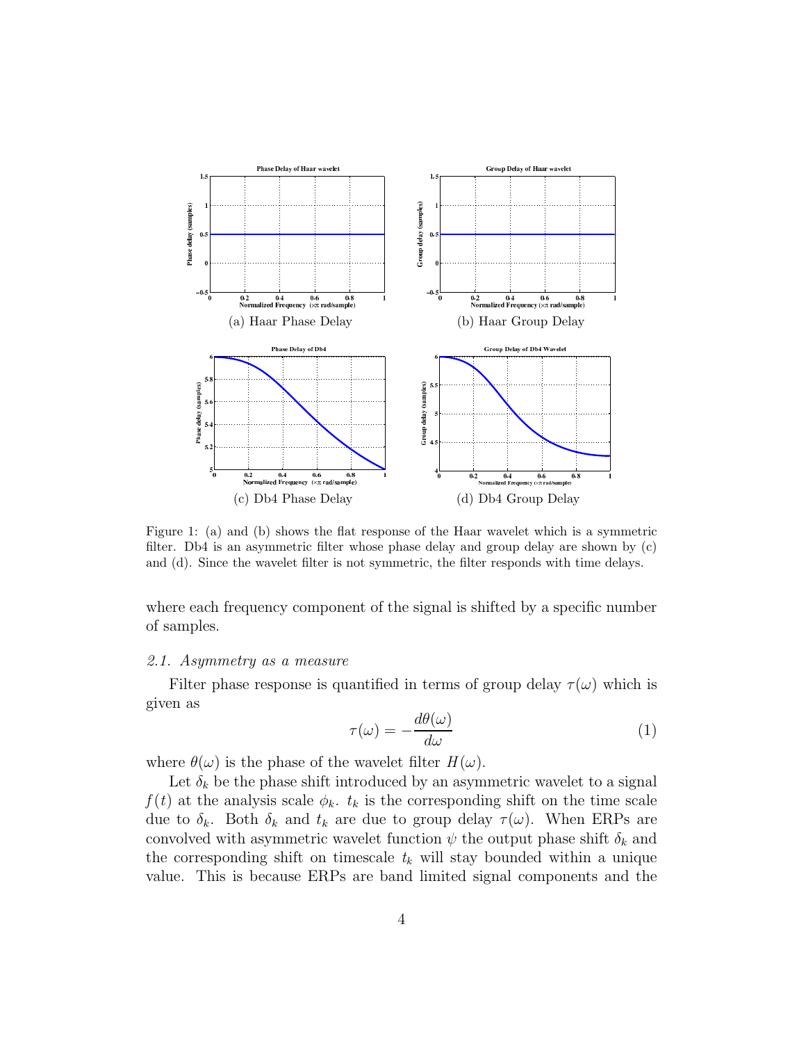(a) Haar Phase Delay

(b) Haar Group Delay

(c) Db4 Phase Delay

(d) Db4 Group Delay

Figure 1: (a) and (b) shows the flat response of the Haar wavelet which is a symmetric filter. Db4 is an asymmetric filter whose phase delay and group delay are shown by (c) and (d). Since the wavelet filter is not symmetric, the filter responds with time delays.

where each frequency component of the signal is shifted by a specific number of samples.

### *2.1. Asymmetry as a measure*

Filter phase response is quantified in terms of group delay $\tau(\omega)$ which is given as

$$\tau(\omega) = -\frac{d\theta(\omega)}{d\omega} \tag{1}$$

where $\theta(\omega)$ is the phase of the wavelet filter $H(\omega)$.

Let $\delta_k$ be the phase shift introduced by an asymmetric wavelet to a signal $f(t)$ at the analysis scale $\phi_k$. $t_k$ is the corresponding shift on the time scale due to $\delta_k$. Both $\delta_k$ and $t_k$ are due to group delay $\tau(\omega)$. When ERPs are convolved with asymmetric wavelet function $\psi$ the output phase shift $\delta_k$ and the corresponding shift on timescale $t_k$ will stay bounded within a unique value. This is because ERPs are band limited signal components and the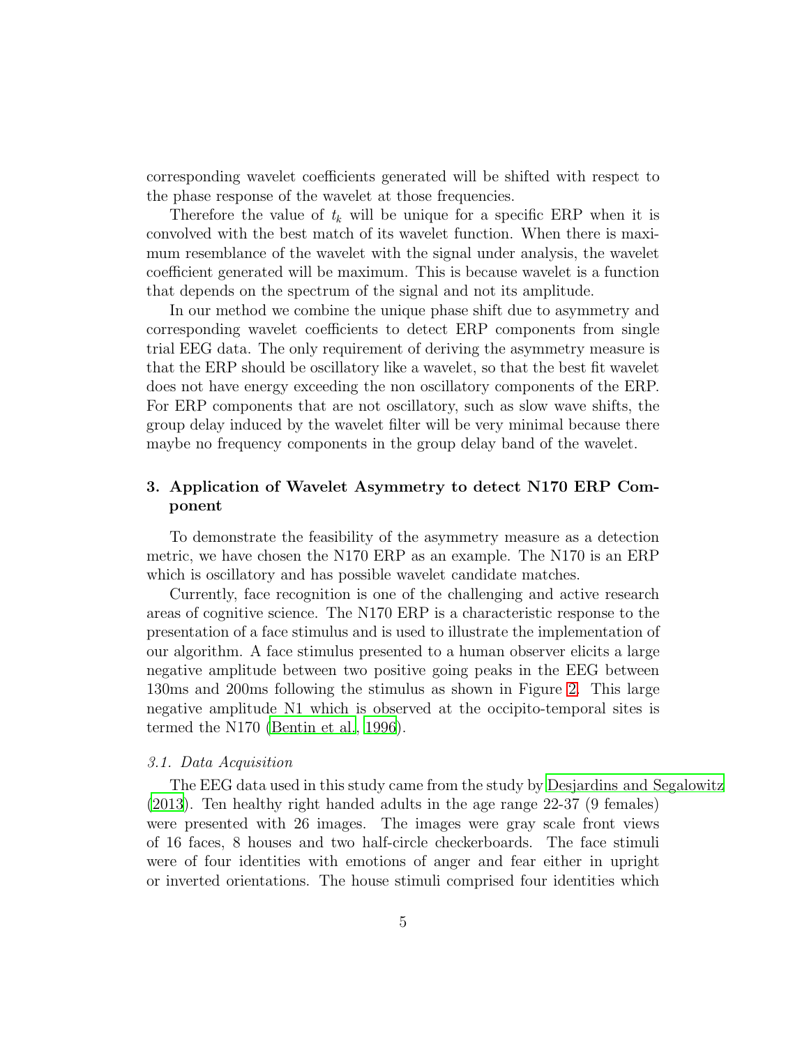corresponding wavelet coefficients generated will be shifted with respect to the phase response of the wavelet at those frequencies.

Therefore the value of $t_k$ will be unique for a specific ERP when it is convolved with the best match of its wavelet function. When there is maximum resemblance of the wavelet with the signal under analysis, the wavelet coefficient generated will be maximum. This is because wavelet is a function that depends on the spectrum of the signal and not its amplitude.

In our method we combine the unique phase shift due to asymmetry and corresponding wavelet coefficients to detect ERP components from single trial EEG data. The only requirement of deriving the asymmetry measure is that the ERP should be oscillatory like a wavelet, so that the best fit wavelet does not have energy exceeding the non oscillatory components of the ERP. For ERP components that are not oscillatory, such as slow wave shifts, the group delay induced by the wavelet filter will be very minimal because there maybe no frequency components in the group delay band of the wavelet.

## 3. Application of Wavelet Asymmetry to detect N170 ERP Component

To demonstrate the feasibility of the asymmetry measure as a detection metric, we have chosen the N170 ERP as an example. The N170 is an ERP which is oscillatory and has possible wavelet candidate matches.

Currently, face recognition is one of the challenging and active research areas of cognitive science. The N170 ERP is a characteristic response to the presentation of a face stimulus and is used to illustrate the implementation of our algorithm. A face stimulus presented to a human observer elicits a large negative amplitude between two positive going peaks in the EEG between 130ms and 200ms following the stimulus as shown in Figure 2. This large negative amplitude N1 which is observed at the occipito-temporal sites is termed the N170 (Bentin et al., 1996).

### *3.1. Data Acquisition*

The EEG data used in this study came from the study by Desjardins and Segalowitz (2013). Ten healthy right handed adults in the age range 22-37 (9 females) were presented with 26 images. The images were gray scale front views of 16 faces, 8 houses and two half-circle checkerboards. The face stimuli were of four identities with emotions of anger and fear either in upright or inverted orientations. The house stimuli comprised four identities which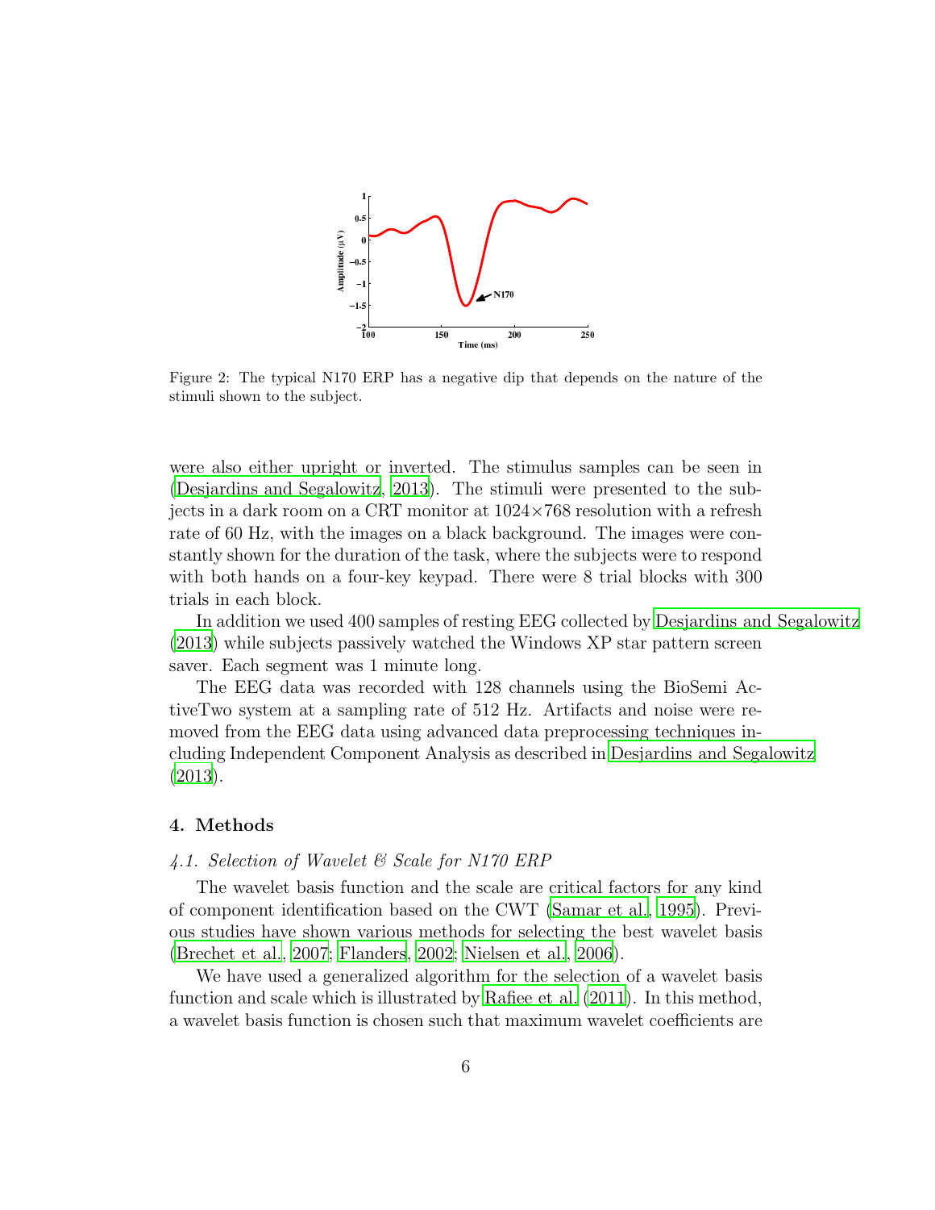Figure 2: The typical N170 ERP has a negative dip that depends on the nature of the stimuli shown to the subject.

were also either upright or inverted. The stimulus samples can be seen in (Desjardins and Segalowitz, 2013). The stimuli were presented to the subjects in a dark room on a CRT monitor at 1024×768 resolution with a refresh rate of 60 Hz, with the images on a black background. The images were constantly shown for the duration of the task, where the subjects were to respond with both hands on a four-key keypad. There were 8 trial blocks with 300 trials in each block.

In addition we used 400 samples of resting EEG collected by Desjardins and Segalowitz (2013) while subjects passively watched the Windows XP star pattern screen saver. Each segment was 1 minute long.

The EEG data was recorded with 128 channels using the BioSemi ActiveTwo system at a sampling rate of 512 Hz. Artifacts and noise were removed from the EEG data using advanced data preprocessing techniques including Independent Component Analysis as described in Desjardins and Segalowitz (2013).

## 4. Methods

### *4.1. Selection of Wavelet & Scale for N170 ERP*

The wavelet basis function and the scale are critical factors for any kind of component identification based on the CWT (Samar et al., 1995). Previous studies have shown various methods for selecting the best wavelet basis (Brechet et al., 2007; Flanders, 2002; Nielsen et al., 2006).

We have used a generalized algorithm for the selection of a wavelet basis function and scale which is illustrated by Rafiee et al. (2011). In this method, a wavelet basis function is chosen such that maximum wavelet coefficients are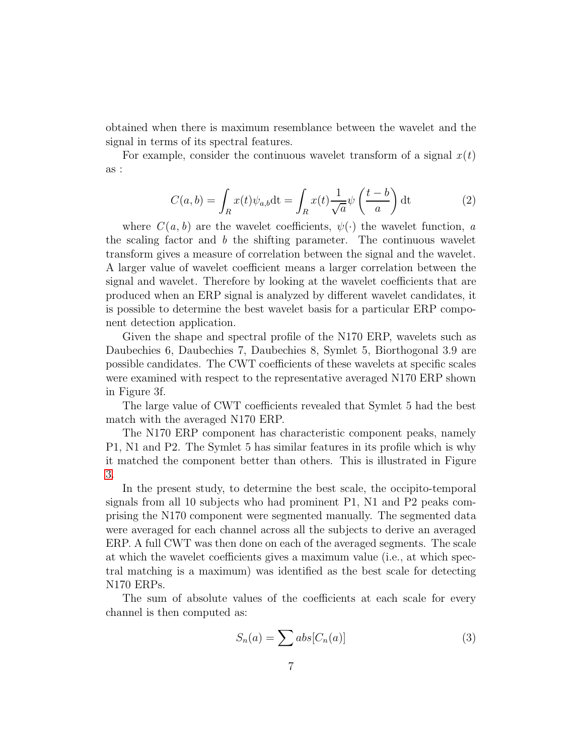obtained when there is maximum resemblance between the wavelet and the signal in terms of its spectral features.

For example, consider the continuous wavelet transform of a signal $x(t)$ as :

$$C(a,b) = \int_R x(t)\psi_{a,b}\mathrm{dt} = \int_R x(t)\frac{1}{\sqrt{a}}\psi\left(\frac{t-b}{a}\right)\mathrm{dt} \tag{2}$$

where $C(a,b)$ are the wavelet coefficients, $\psi(\cdot)$ the wavelet function, $a$ the scaling factor and $b$ the shifting parameter. The continuous wavelet transform gives a measure of correlation between the signal and the wavelet. A larger value of wavelet coefficient means a larger correlation between the signal and wavelet. Therefore by looking at the wavelet coefficients that are produced when an ERP signal is analyzed by different wavelet candidates, it is possible to determine the best wavelet basis for a particular ERP component detection application.

Given the shape and spectral profile of the N170 ERP, wavelets such as Daubechies 6, Daubechies 7, Daubechies 8, Symlet 5, Biorthogonal 3.9 are possible candidates. The CWT coefficients of these wavelets at specific scales were examined with respect to the representative averaged N170 ERP shown in Figure 3f.

The large value of CWT coefficients revealed that Symlet 5 had the best match with the averaged N170 ERP.

The N170 ERP component has characteristic component peaks, namely P1, N1 and P2. The Symlet 5 has similar features in its profile which is why it matched the component better than others. This is illustrated in Figure 3.

In the present study, to determine the best scale, the occipito-temporal signals from all 10 subjects who had prominent P1, N1 and P2 peaks comprising the N170 component were segmented manually. The segmented data were averaged for each channel across all the subjects to derive an averaged ERP. A full CWT was then done on each of the averaged segments. The scale at which the wavelet coefficients gives a maximum value (i.e., at which spectral matching is a maximum) was identified as the best scale for detecting N170 ERPs.

The sum of absolute values of the coefficients at each scale for every channel is then computed as:

$$S_n(a) = \sum abs[C_n(a)] \tag{3}$$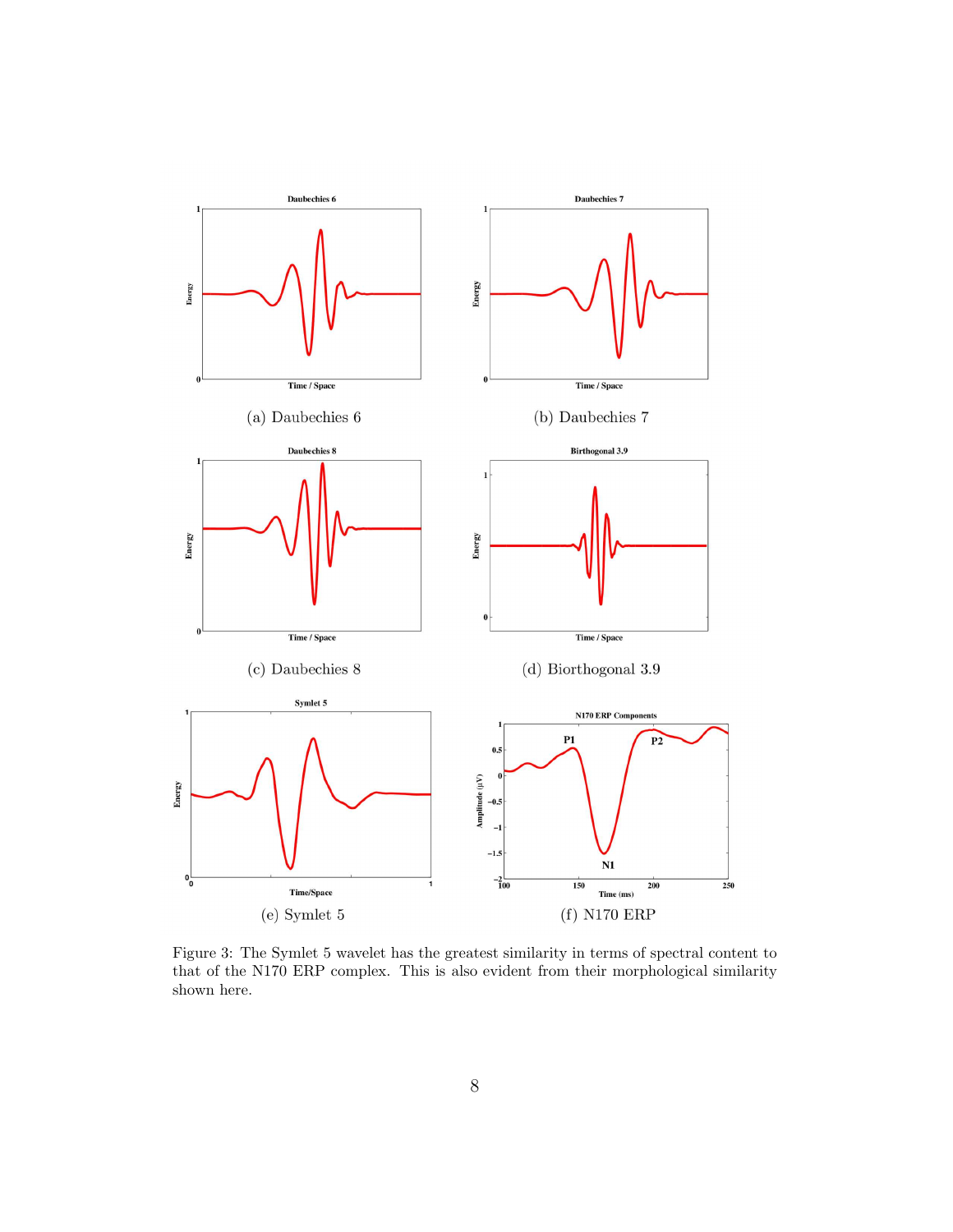(a) Daubechies 6

(b) Daubechies 7

(c) Daubechies 8

(d) Biorthogonal 3.9

(e) Symlet 5

(f) N170 ERP

Figure 3: The Symlet 5 wavelet has the greatest similarity in terms of spectral content to that of the N170 ERP complex. This is also evident from their morphological similarity shown here.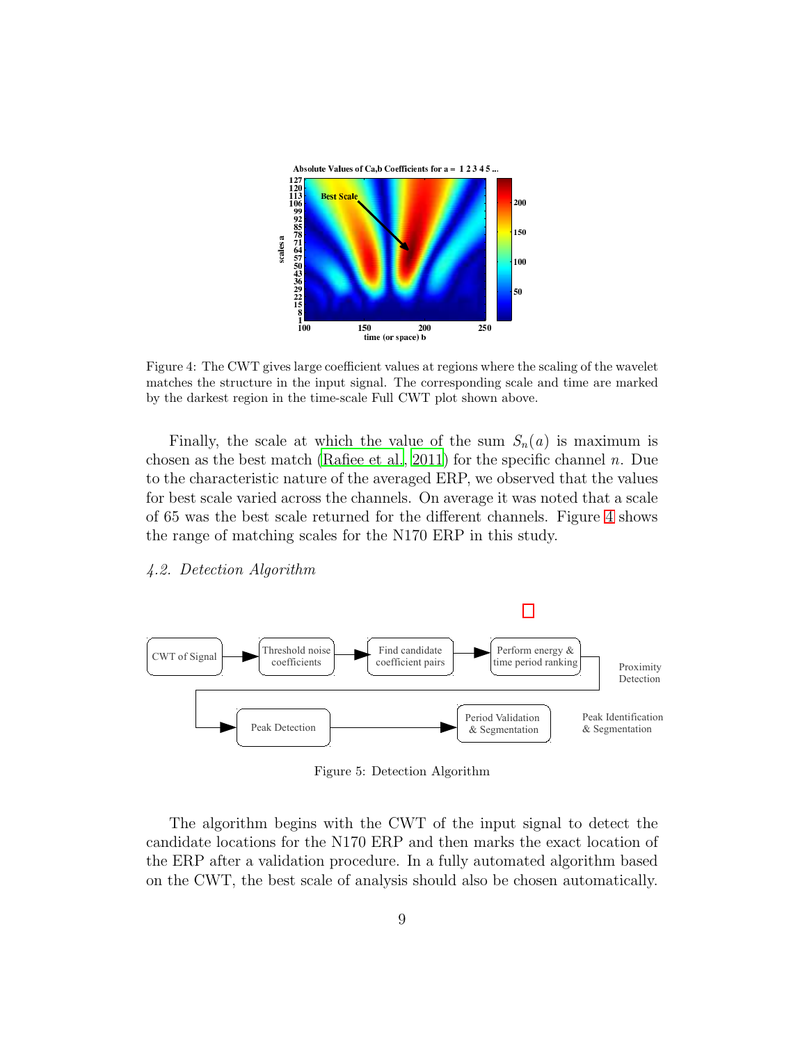Figure 4: The CWT gives large coefficient values at regions where the scaling of the wavelet matches the structure in the input signal. The corresponding scale and time are marked by the darkest region in the time-scale Full CWT plot shown above.

Finally, the scale at which the value of the sum $S_n(a)$ is maximum is chosen as the best match (Rafiee et al., 2011) for the specific channel $n$. Due to the characteristic nature of the averaged ERP, we observed that the values for best scale varied across the channels. On average it was noted that a scale of 65 was the best scale returned for the different channels. Figure 4 shows the range of matching scales for the N170 ERP in this study.

### *4.2. Detection Algorithm*

Figure 5: Detection Algorithm

The algorithm begins with the CWT of the input signal to detect the candidate locations for the N170 ERP and then marks the exact location of the ERP after a validation procedure. In a fully automated algorithm based on the CWT, the best scale of analysis should also be chosen automatically.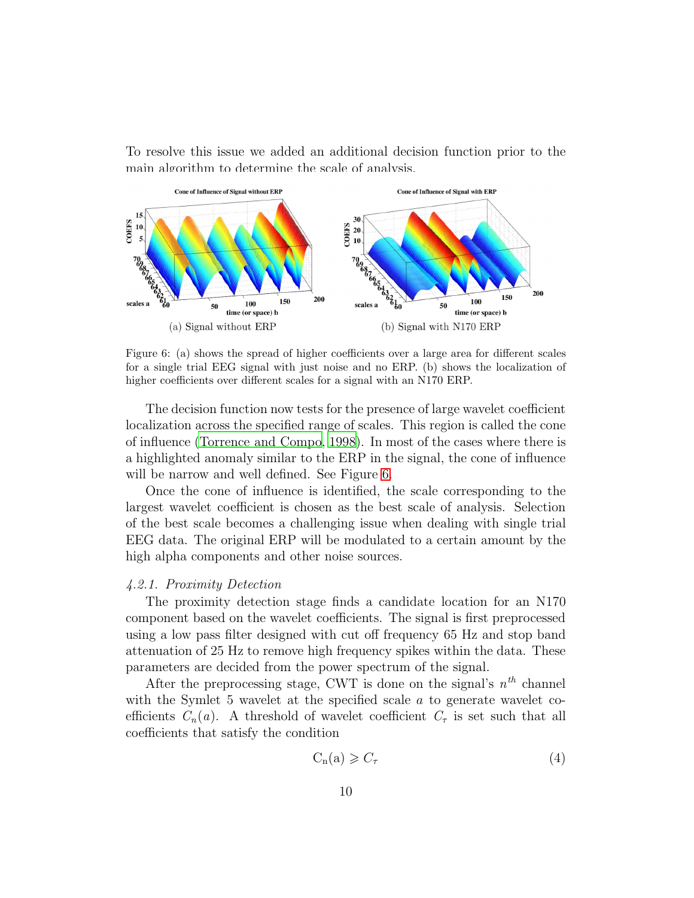To resolve this issue we added an additional decision function prior to the main algorithm to determine the scale of analysis.

(a) Signal without ERP

(b) Signal with N170 ERP

Figure 6: (a) shows the spread of higher coefficients over a large area for different scales for a single trial EEG signal with just noise and no ERP. (b) shows the localization of higher coefficients over different scales for a signal with an N170 ERP.

The decision function now tests for the presence of large wavelet coefficient localization across the specified range of scales. This region is called the cone of influence (Torrence and Compo, 1998). In most of the cases where there is a highlighted anomaly similar to the ERP in the signal, the cone of influence will be narrow and well defined. See Figure 6.

Once the cone of influence is identified, the scale corresponding to the largest wavelet coefficient is chosen as the best scale of analysis. Selection of the best scale becomes a challenging issue when dealing with single trial EEG data. The original ERP will be modulated to a certain amount by the high alpha components and other noise sources.

### *4.2.1. Proximity Detection*

The proximity detection stage finds a candidate location for an N170 component based on the wavelet coefficients. The signal is first preprocessed using a low pass filter designed with cut off frequency 65 Hz and stop band attenuation of 25 Hz to remove high frequency spikes within the data. These parameters are decided from the power spectrum of the signal.

After the preprocessing stage, CWT is done on the signal's $n^{th}$ channel with the Symlet 5 wavelet at the specified scale $a$ to generate wavelet coefficients $C_n(a)$. A threshold of wavelet coefficient $C_\tau$ is set such that all coefficients that satisfy the condition

$$\mathrm{C_n(a)} \geqslant C_\tau \tag{4}$$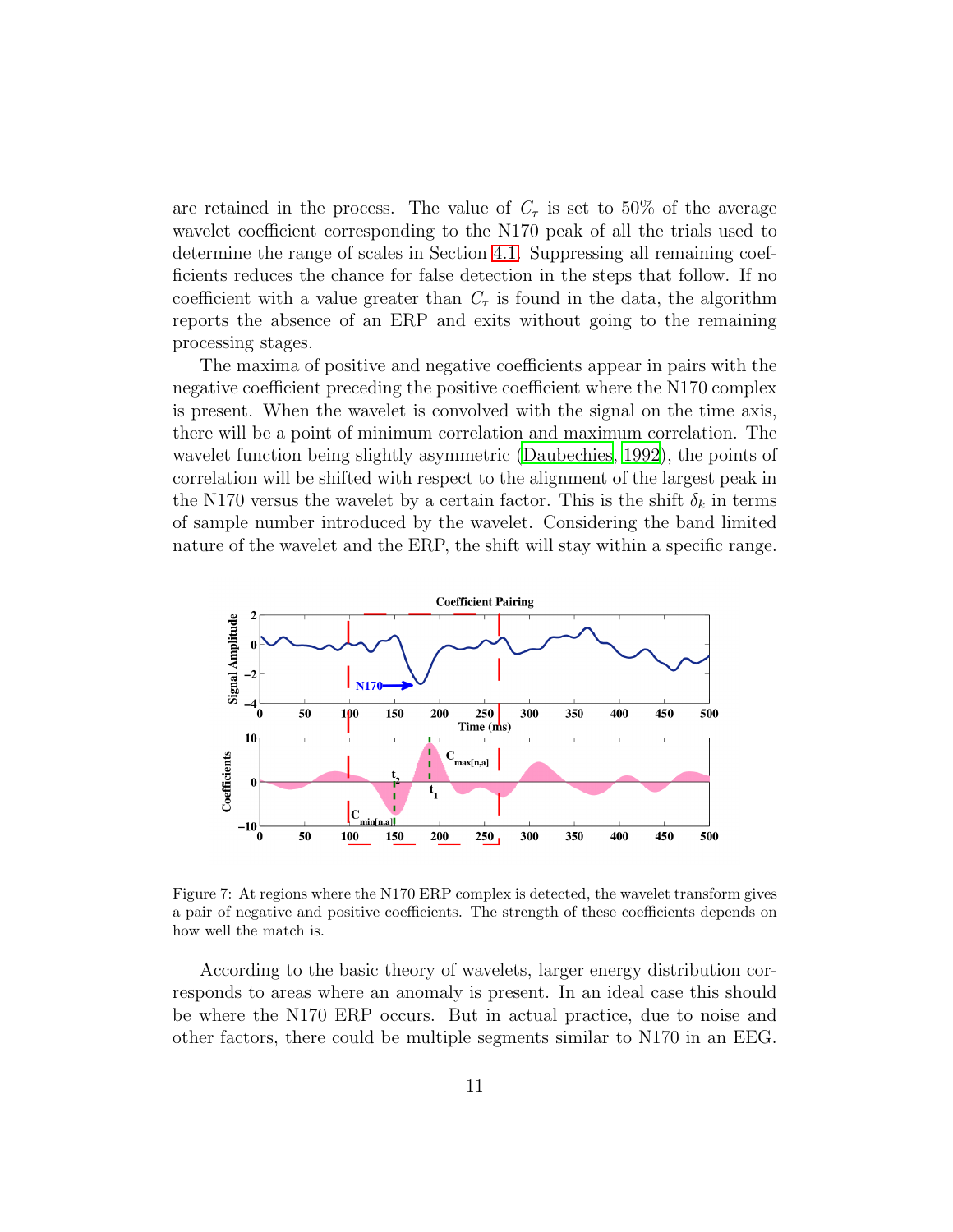are retained in the process. The value of $C_\tau$ is set to 50% of the average wavelet coefficient corresponding to the N170 peak of all the trials used to determine the range of scales in Section 4.1. Suppressing all remaining coefficients reduces the chance for false detection in the steps that follow. If no coefficient with a value greater than $C_\tau$ is found in the data, the algorithm reports the absence of an ERP and exits without going to the remaining processing stages.

The maxima of positive and negative coefficients appear in pairs with the negative coefficient preceding the positive coefficient where the N170 complex is present. When the wavelet is convolved with the signal on the time axis, there will be a point of minimum correlation and maximum correlation. The wavelet function being slightly asymmetric (Daubechies, 1992), the points of correlation will be shifted with respect to the alignment of the largest peak in the N170 versus the wavelet by a certain factor. This is the shift $\delta_k$ in terms of sample number introduced by the wavelet. Considering the band limited nature of the wavelet and the ERP, the shift will stay within a specific range.

Figure 7: At regions where the N170 ERP complex is detected, the wavelet transform gives a pair of negative and positive coefficients. The strength of these coefficients depends on how well the match is.

According to the basic theory of wavelets, larger energy distribution corresponds to areas where an anomaly is present. In an ideal case this should be where the N170 ERP occurs. But in actual practice, due to noise and other factors, there could be multiple segments similar to N170 in an EEG.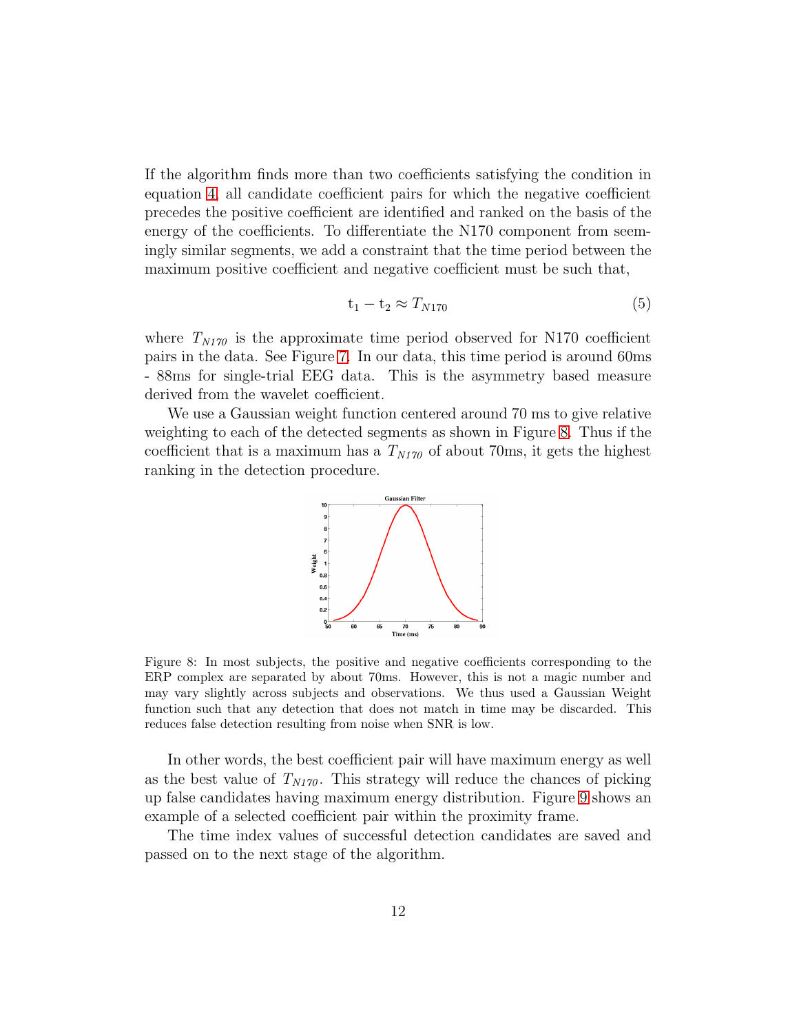If the algorithm finds more than two coefficients satisfying the condition in equation 4, all candidate coefficient pairs for which the negative coefficient precedes the positive coefficient are identified and ranked on the basis of the energy of the coefficients. To differentiate the N170 component from seemingly similar segments, we add a constraint that the time period between the maximum positive coefficient and negative coefficient must be such that,

$$\mathrm{t}_1 - \mathrm{t}_2 \approx T_{N170} \tag{5}$$

where $T_{N170}$ is the approximate time period observed for N170 coefficient pairs in the data. See Figure 7. In our data, this time period is around 60ms - 88ms for single-trial EEG data. This is the asymmetry based measure derived from the wavelet coefficient.

We use a Gaussian weight function centered around 70 ms to give relative weighting to each of the detected segments as shown in Figure 8. Thus if the coefficient that is a maximum has a $T_{N170}$ of about 70ms, it gets the highest ranking in the detection procedure.

Figure 8: In most subjects, the positive and negative coefficients corresponding to the ERP complex are separated by about 70ms. However, this is not a magic number and may vary slightly across subjects and observations. We thus used a Gaussian Weight function such that any detection that does not match in time may be discarded. This reduces false detection resulting from noise when SNR is low.

In other words, the best coefficient pair will have maximum energy as well as the best value of $T_{N170}$. This strategy will reduce the chances of picking up false candidates having maximum energy distribution. Figure 9 shows an example of a selected coefficient pair within the proximity frame.

The time index values of successful detection candidates are saved and passed on to the next stage of the algorithm.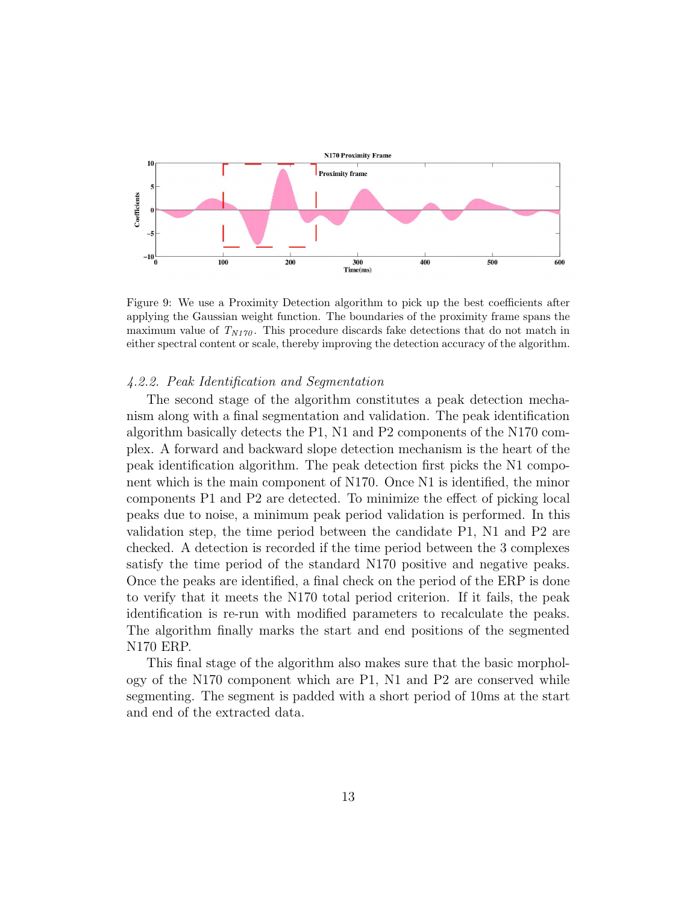Figure 9: We use a Proximity Detection algorithm to pick up the best coefficients after applying the Gaussian weight function. The boundaries of the proximity frame spans the maximum value of $T_{N170}$. This procedure discards fake detections that do not match in either spectral content or scale, thereby improving the detection accuracy of the algorithm.

### *4.2.2. Peak Identification and Segmentation*

The second stage of the algorithm constitutes a peak detection mechanism along with a final segmentation and validation. The peak identification algorithm basically detects the P1, N1 and P2 components of the N170 complex. A forward and backward slope detection mechanism is the heart of the peak identification algorithm. The peak detection first picks the N1 component which is the main component of N170. Once N1 is identified, the minor components P1 and P2 are detected. To minimize the effect of picking local peaks due to noise, a minimum peak period validation is performed. In this validation step, the time period between the candidate P1, N1 and P2 are checked. A detection is recorded if the time period between the 3 complexes satisfy the time period of the standard N170 positive and negative peaks. Once the peaks are identified, a final check on the period of the ERP is done to verify that it meets the N170 total period criterion. If it fails, the peak identification is re-run with modified parameters to recalculate the peaks. The algorithm finally marks the start and end positions of the segmented N170 ERP.

This final stage of the algorithm also makes sure that the basic morphology of the N170 component which are P1, N1 and P2 are conserved while segmenting. The segment is padded with a short period of 10ms at the start and end of the extracted data.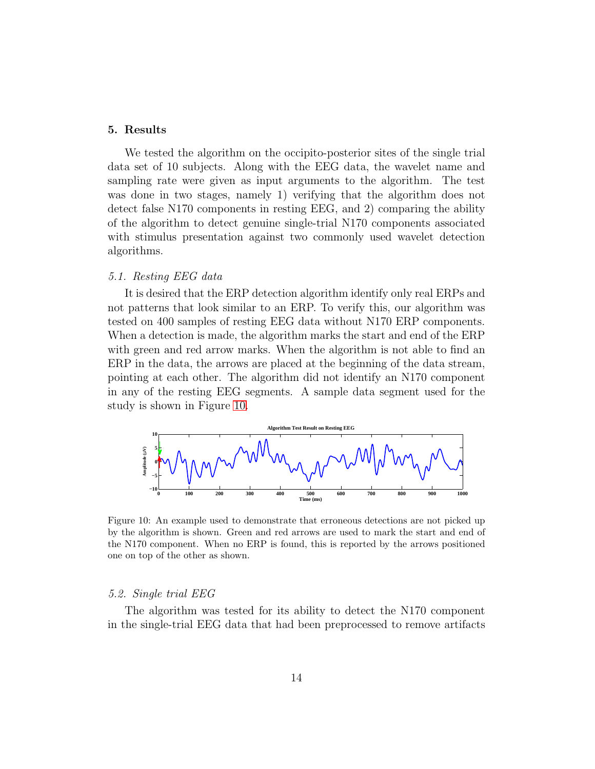## 5. Results

We tested the algorithm on the occipito-posterior sites of the single trial data set of 10 subjects. Along with the EEG data, the wavelet name and sampling rate were given as input arguments to the algorithm. The test was done in two stages, namely 1) verifying that the algorithm does not detect false N170 components in resting EEG, and 2) comparing the ability of the algorithm to detect genuine single-trial N170 components associated with stimulus presentation against two commonly used wavelet detection algorithms.

### *5.1. Resting EEG data*

It is desired that the ERP detection algorithm identify only real ERPs and not patterns that look similar to an ERP. To verify this, our algorithm was tested on 400 samples of resting EEG data without N170 ERP components. When a detection is made, the algorithm marks the start and end of the ERP with green and red arrow marks. When the algorithm is not able to find an ERP in the data, the arrows are placed at the beginning of the data stream, pointing at each other. The algorithm did not identify an N170 component in any of the resting EEG segments. A sample data segment used for the study is shown in Figure 10.

Figure 10: An example used to demonstrate that erroneous detections are not picked up by the algorithm is shown. Green and red arrows are used to mark the start and end of the N170 component. When no ERP is found, this is reported by the arrows positioned one on top of the other as shown.

### *5.2. Single trial EEG*

The algorithm was tested for its ability to detect the N170 component in the single-trial EEG data that had been preprocessed to remove artifacts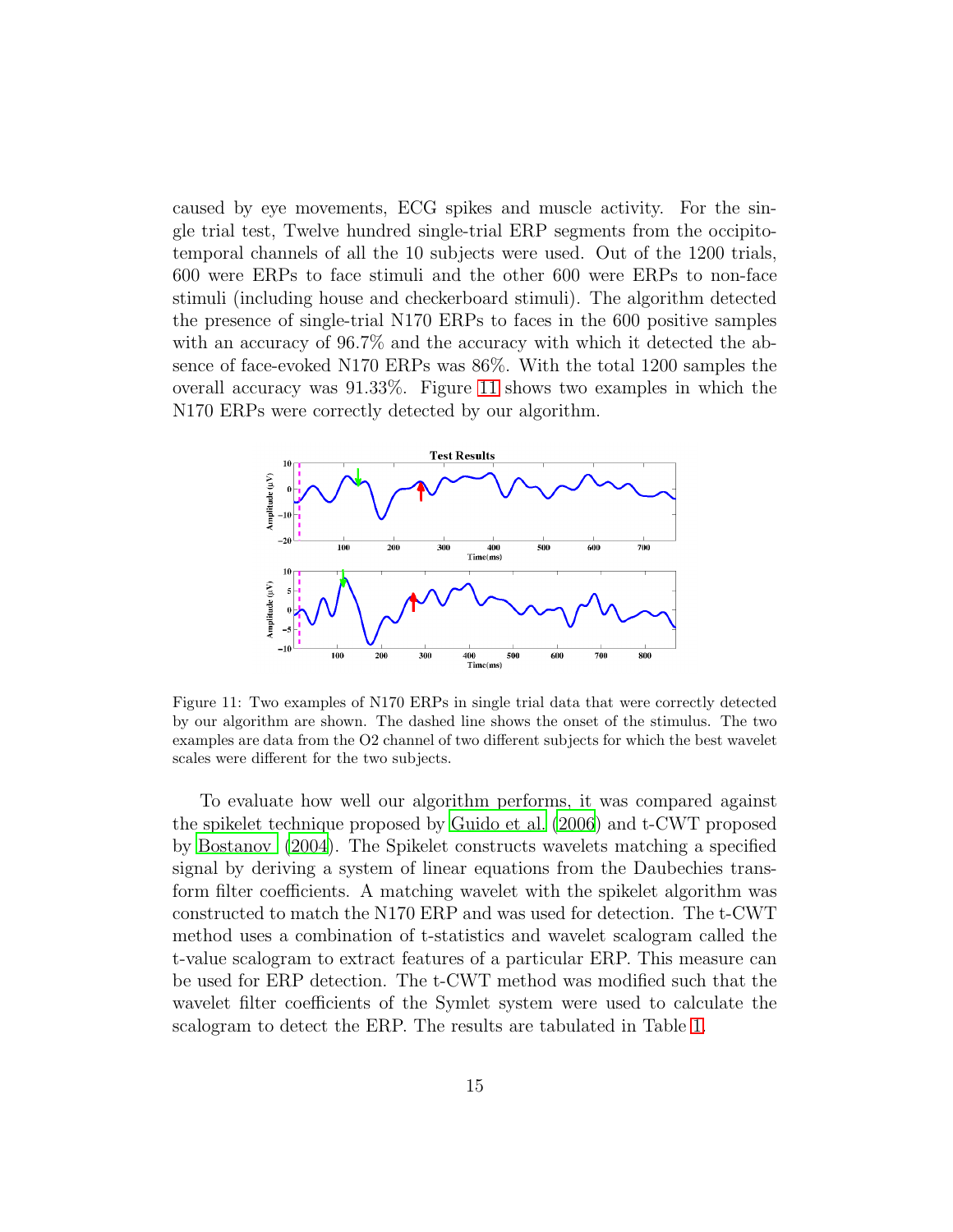caused by eye movements, ECG spikes and muscle activity. For the single trial test, Twelve hundred single-trial ERP segments from the occipito-temporal channels of all the 10 subjects were used. Out of the 1200 trials, 600 were ERPs to face stimuli and the other 600 were ERPs to non-face stimuli (including house and checkerboard stimuli). The algorithm detected the presence of single-trial N170 ERPs to faces in the 600 positive samples with an accuracy of 96.7% and the accuracy with which it detected the absence of face-evoked N170 ERPs was 86%. With the total 1200 samples the overall accuracy was 91.33%. Figure 11 shows two examples in which the N170 ERPs were correctly detected by our algorithm.

Figure 11: Two examples of N170 ERPs in single trial data that were correctly detected by our algorithm are shown. The dashed line shows the onset of the stimulus. The two examples are data from the O2 channel of two different subjects for which the best wavelet scales were different for the two subjects.

To evaluate how well our algorithm performs, it was compared against the spikelet technique proposed by Guido et al. (2006) and t-CWT proposed by Bostanov (2004). The Spikelet constructs wavelets matching a specified signal by deriving a system of linear equations from the Daubechies transform filter coefficients. A matching wavelet with the spikelet algorithm was constructed to match the N170 ERP and was used for detection. The t-CWT method uses a combination of t-statistics and wavelet scalogram called the t-value scalogram to extract features of a particular ERP. This measure can be used for ERP detection. The t-CWT method was modified such that the wavelet filter coefficients of the Symlet system were used to calculate the scalogram to detect the ERP. The results are tabulated in Table 1.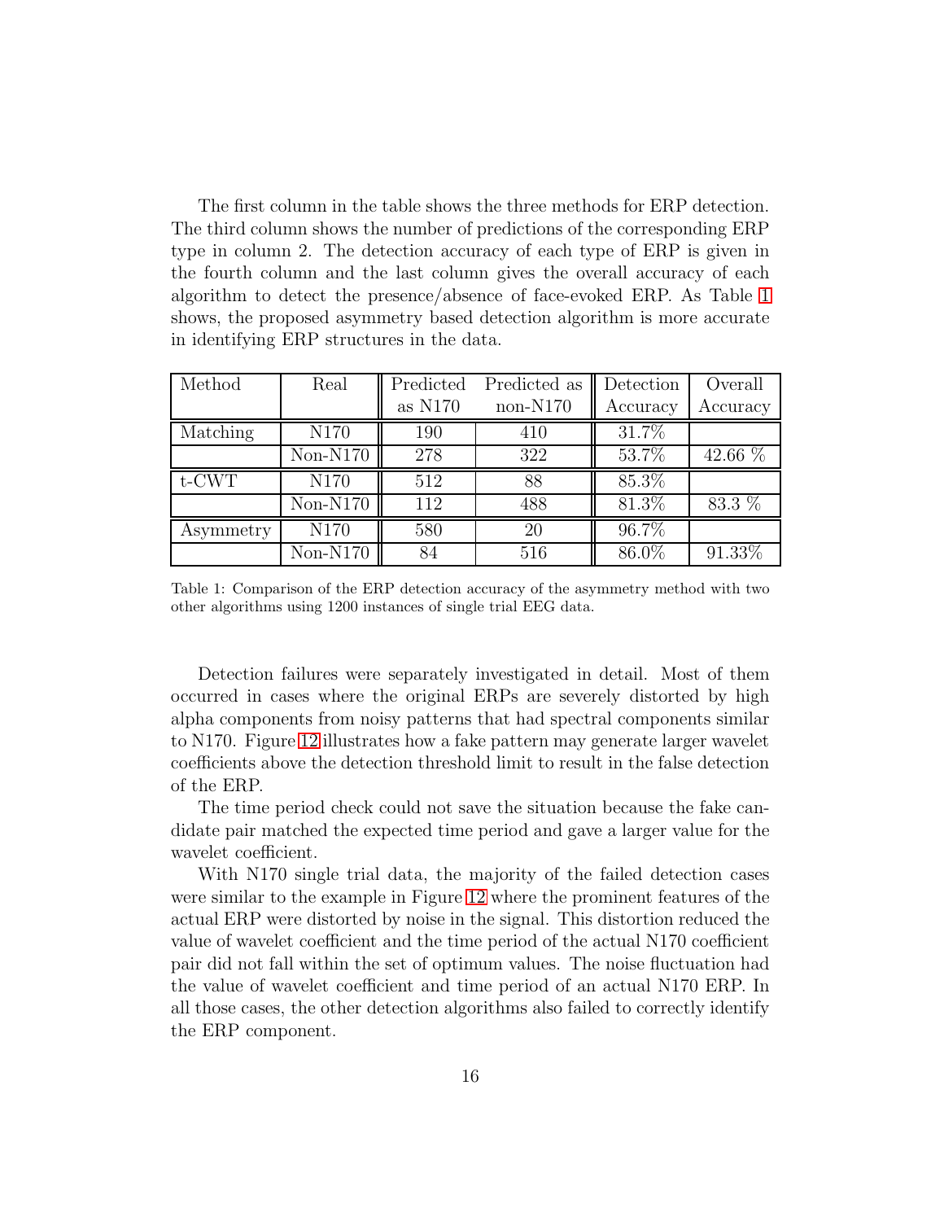The first column in the table shows the three methods for ERP detection. The third column shows the number of predictions of the corresponding ERP type in column 2. The detection accuracy of each type of ERP is given in the fourth column and the last column gives the overall accuracy of each algorithm to detect the presence/absence of face-evoked ERP. As Table 1 shows, the proposed asymmetry based detection algorithm is more accurate in identifying ERP structures in the data.

| Method | Real | Predicted as N170 | Predicted as non-N170 | Detection Accuracy | Overall Accuracy |
|---|---|---|---|---|---|
| Matching | N170 | 190 | 410 | 31.7% | |
| | Non-N170 | 278 | 322 | 53.7% | 42.66 % |
| t-CWT | N170 | 512 | 88 | 85.3% | |
| | Non-N170 | 112 | 488 | 81.3% | 83.3 % |
| Asymmetry | N170 | 580 | 20 | 96.7% | |
| | Non-N170 | 84 | 516 | 86.0% | 91.33% |

Table 1: Comparison of the ERP detection accuracy of the asymmetry method with two other algorithms using 1200 instances of single trial EEG data.

Detection failures were separately investigated in detail. Most of them occurred in cases where the original ERPs are severely distorted by high alpha components from noisy patterns that had spectral components similar to N170. Figure 12 illustrates how a fake pattern may generate larger wavelet coefficients above the detection threshold limit to result in the false detection of the ERP.

The time period check could not save the situation because the fake candidate pair matched the expected time period and gave a larger value for the wavelet coefficient.

With N170 single trial data, the majority of the failed detection cases were similar to the example in Figure 12 where the prominent features of the actual ERP were distorted by noise in the signal. This distortion reduced the value of wavelet coefficient and the time period of the actual N170 coefficient pair did not fall within the set of optimum values. The noise fluctuation had the value of wavelet coefficient and time period of an actual N170 ERP. In all those cases, the other detection algorithms also failed to correctly identify the ERP component.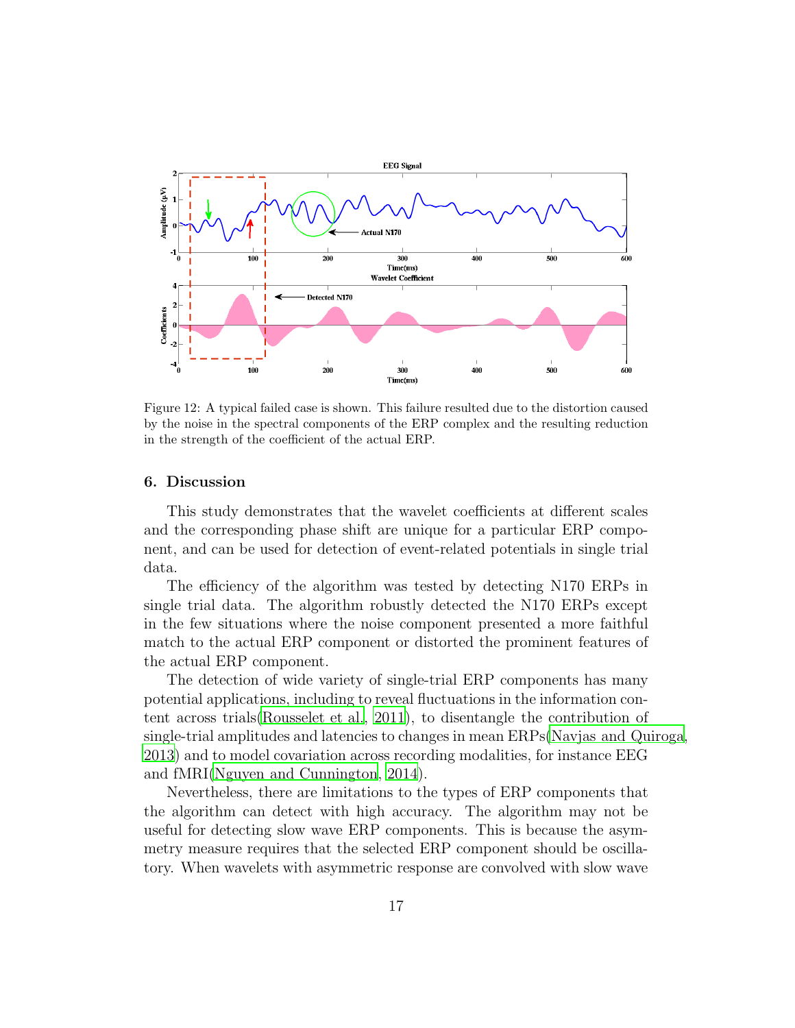Figure 12: A typical failed case is shown. This failure resulted due to the distortion caused by the noise in the spectral components of the ERP complex and the resulting reduction in the strength of the coefficient of the actual ERP.

## 6. Discussion

This study demonstrates that the wavelet coefficients at different scales and the corresponding phase shift are unique for a particular ERP component, and can be used for detection of event-related potentials in single trial data.

The efficiency of the algorithm was tested by detecting N170 ERPs in single trial data. The algorithm robustly detected the N170 ERPs except in the few situations where the noise component presented a more faithful match to the actual ERP component or distorted the prominent features of the actual ERP component.

The detection of wide variety of single-trial ERP components has many potential applications, including to reveal fluctuations in the information content across trials(Rousselet et al., 2011), to disentangle the contribution of single-trial amplitudes and latencies to changes in mean ERPs(Navjas and Quiroga, 2013) and to model covariation across recording modalities, for instance EEG and fMRI(Nguyen and Cunnington, 2014).

Nevertheless, there are limitations to the types of ERP components that the algorithm can detect with high accuracy. The algorithm may not be useful for detecting slow wave ERP components. This is because the asymmetry measure requires that the selected ERP component should be oscillatory. When wavelets with asymmetric response are convolved with slow wave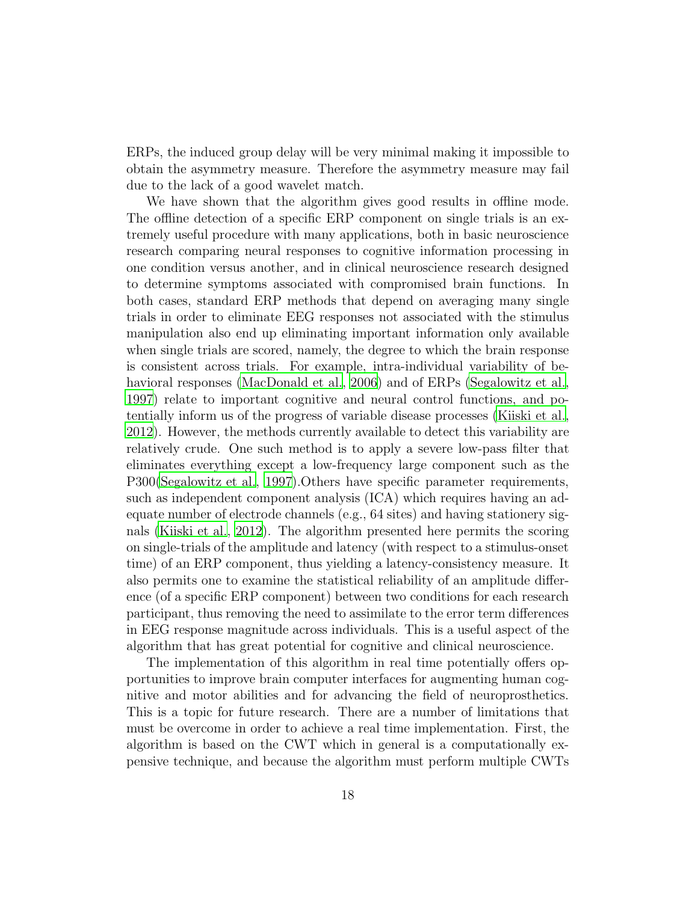ERPs, the induced group delay will be very minimal making it impossible to obtain the asymmetry measure. Therefore the asymmetry measure may fail due to the lack of a good wavelet match.

We have shown that the algorithm gives good results in offline mode. The offline detection of a specific ERP component on single trials is an extremely useful procedure with many applications, both in basic neuroscience research comparing neural responses to cognitive information processing in one condition versus another, and in clinical neuroscience research designed to determine symptoms associated with compromised brain functions. In both cases, standard ERP methods that depend on averaging many single trials in order to eliminate EEG responses not associated with the stimulus manipulation also end up eliminating important information only available when single trials are scored, namely, the degree to which the brain response is consistent across trials. For example, intra-individual variability of behavioral responses (MacDonald et al., 2006) and of ERPs (Segalowitz et al., 1997) relate to important cognitive and neural control functions, and potentially inform us of the progress of variable disease processes (Kiiski et al., 2012). However, the methods currently available to detect this variability are relatively crude. One such method is to apply a severe low-pass filter that eliminates everything except a low-frequency large component such as the P300(Segalowitz et al., 1997).Others have specific parameter requirements, such as independent component analysis (ICA) which requires having an adequate number of electrode channels (e.g., 64 sites) and having stationery signals (Kiiski et al., 2012). The algorithm presented here permits the scoring on single-trials of the amplitude and latency (with respect to a stimulus-onset time) of an ERP component, thus yielding a latency-consistency measure. It also permits one to examine the statistical reliability of an amplitude difference (of a specific ERP component) between two conditions for each research participant, thus removing the need to assimilate to the error term differences in EEG response magnitude across individuals. This is a useful aspect of the algorithm that has great potential for cognitive and clinical neuroscience.

The implementation of this algorithm in real time potentially offers opportunities to improve brain computer interfaces for augmenting human cognitive and motor abilities and for advancing the field of neuroprosthetics. This is a topic for future research. There are a number of limitations that must be overcome in order to achieve a real time implementation. First, the algorithm is based on the CWT which in general is a computationally expensive technique, and because the algorithm must perform multiple CWTs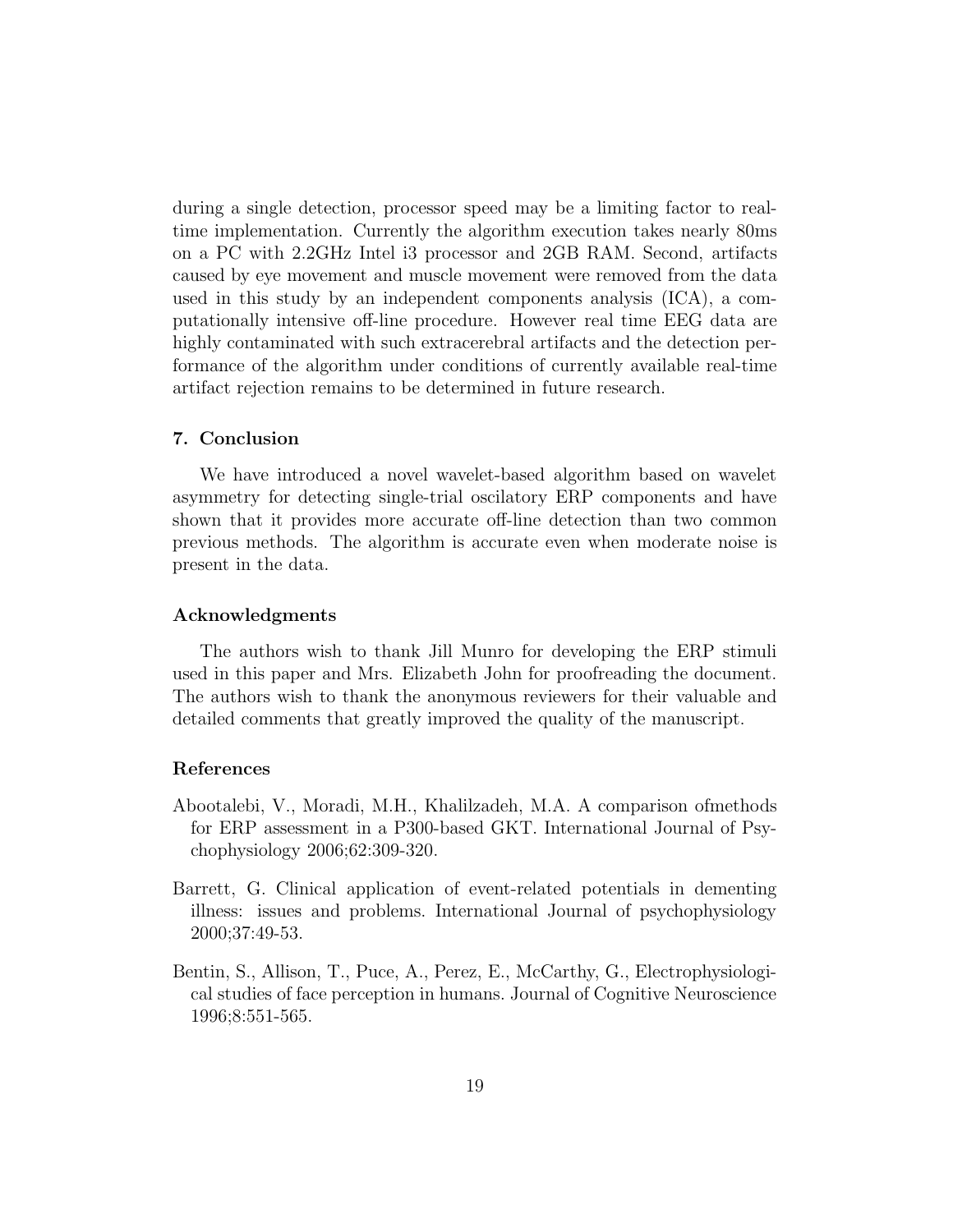during a single detection, processor speed may be a limiting factor to real-time implementation. Currently the algorithm execution takes nearly 80ms on a PC with 2.2GHz Intel i3 processor and 2GB RAM. Second, artifacts caused by eye movement and muscle movement were removed from the data used in this study by an independent components analysis (ICA), a computationally intensive off-line procedure. However real time EEG data are highly contaminated with such extracerebral artifacts and the detection performance of the algorithm under conditions of currently available real-time artifact rejection remains to be determined in future research.

## 7. Conclusion

We have introduced a novel wavelet-based algorithm based on wavelet asymmetry for detecting single-trial oscilatory ERP components and have shown that it provides more accurate off-line detection than two common previous methods. The algorithm is accurate even when moderate noise is present in the data.

## Acknowledgments

The authors wish to thank Jill Munro for developing the ERP stimuli used in this paper and Mrs. Elizabeth John for proofreading the document. The authors wish to thank the anonymous reviewers for their valuable and detailed comments that greatly improved the quality of the manuscript.

## References

Abootalebi, V., Moradi, M.H., Khalilzadeh, M.A. A comparison ofmethods for ERP assessment in a P300-based GKT. International Journal of Psychophysiology 2006;62:309-320.

Barrett, G. Clinical application of event-related potentials in dementing illness: issues and problems. International Journal of psychophysiology 2000;37:49-53.

Bentin, S., Allison, T., Puce, A., Perez, E., McCarthy, G., Electrophysiological studies of face perception in humans. Journal of Cognitive Neuroscience 1996;8:551-565.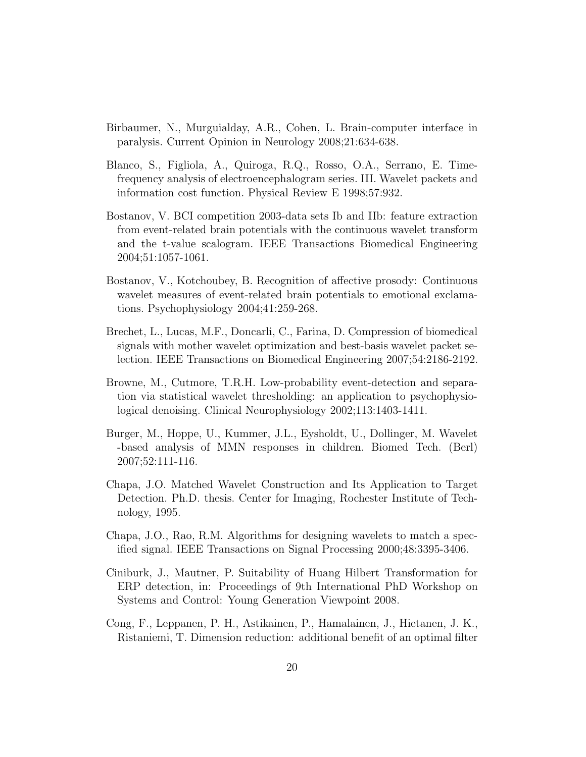Birbaumer, N., Murguialday, A.R., Cohen, L. Brain-computer interface in paralysis. Current Opinion in Neurology 2008;21:634-638.

Blanco, S., Figliola, A., Quiroga, R.Q., Rosso, O.A., Serrano, E. Time-frequency analysis of electroencephalogram series. III. Wavelet packets and information cost function. Physical Review E 1998;57:932.

Bostanov, V. BCI competition 2003-data sets Ib and IIb: feature extraction from event-related brain potentials with the continuous wavelet transform and the t-value scalogram. IEEE Transactions Biomedical Engineering 2004;51:1057-1061.

Bostanov, V., Kotchoubey, B. Recognition of affective prosody: Continuous wavelet measures of event-related brain potentials to emotional exclamations. Psychophysiology 2004;41:259-268.

Brechet, L., Lucas, M.F., Doncarli, C., Farina, D. Compression of biomedical signals with mother wavelet optimization and best-basis wavelet packet selection. IEEE Transactions on Biomedical Engineering 2007;54:2186-2192.

Browne, M., Cutmore, T.R.H. Low-probability event-detection and separation via statistical wavelet thresholding: an application to psychophysiological denoising. Clinical Neurophysiology 2002;113:1403-1411.

Burger, M., Hoppe, U., Kummer, J.L., Eysholdt, U., Dollinger, M. Wavelet -based analysis of MMN responses in children. Biomed Tech. (Berl) 2007;52:111-116.

Chapa, J.O. Matched Wavelet Construction and Its Application to Target Detection. Ph.D. thesis. Center for Imaging, Rochester Institute of Technology, 1995.

Chapa, J.O., Rao, R.M. Algorithms for designing wavelets to match a specified signal. IEEE Transactions on Signal Processing 2000;48:3395-3406.

Ciniburk, J., Mautner, P. Suitability of Huang Hilbert Transformation for ERP detection, in: Proceedings of 9th International PhD Workshop on Systems and Control: Young Generation Viewpoint 2008.

Cong, F., Leppanen, P. H., Astikainen, P., Hamalainen, J., Hietanen, J. K., Ristaniemi, T. Dimension reduction: additional benefit of an optimal filter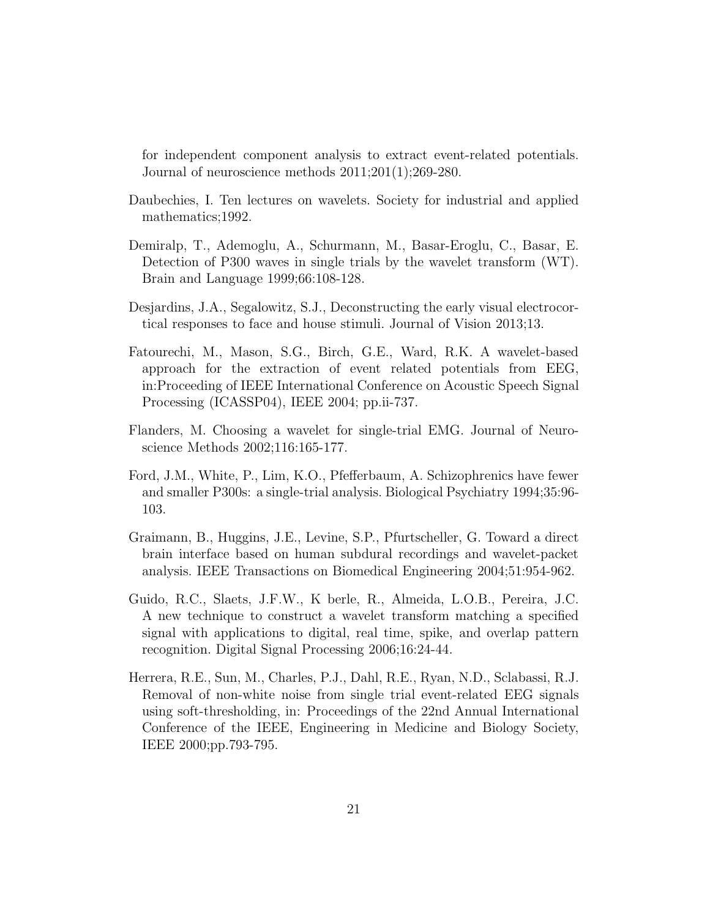for independent component analysis to extract event-related potentials. Journal of neuroscience methods 2011;201(1);269-280.

Daubechies, I. Ten lectures on wavelets. Society for industrial and applied mathematics;1992.

Demiralp, T., Ademoglu, A., Schurmann, M., Basar-Eroglu, C., Basar, E. Detection of P300 waves in single trials by the wavelet transform (WT). Brain and Language 1999;66:108-128.

Desjardins, J.A., Segalowitz, S.J., Deconstructing the early visual electrocortical responses to face and house stimuli. Journal of Vision 2013;13.

Fatourechi, M., Mason, S.G., Birch, G.E., Ward, R.K. A wavelet-based approach for the extraction of event related potentials from EEG, in:Proceeding of IEEE International Conference on Acoustic Speech Signal Processing (ICASSP04), IEEE 2004; pp.ii-737.

Flanders, M. Choosing a wavelet for single-trial EMG. Journal of Neuroscience Methods 2002;116:165-177.

Ford, J.M., White, P., Lim, K.O., Pfefferbaum, A. Schizophrenics have fewer and smaller P300s: a single-trial analysis. Biological Psychiatry 1994;35:96-103.

Graimann, B., Huggins, J.E., Levine, S.P., Pfurtscheller, G. Toward a direct brain interface based on human subdural recordings and wavelet-packet analysis. IEEE Transactions on Biomedical Engineering 2004;51:954-962.

Guido, R.C., Slaets, J.F.W., K berle, R., Almeida, L.O.B., Pereira, J.C. A new technique to construct a wavelet transform matching a specified signal with applications to digital, real time, spike, and overlap pattern recognition. Digital Signal Processing 2006;16:24-44.

Herrera, R.E., Sun, M., Charles, P.J., Dahl, R.E., Ryan, N.D., Sclabassi, R.J. Removal of non-white noise from single trial event-related EEG signals using soft-thresholding, in: Proceedings of the 22nd Annual International Conference of the IEEE, Engineering in Medicine and Biology Society, IEEE 2000;pp.793-795.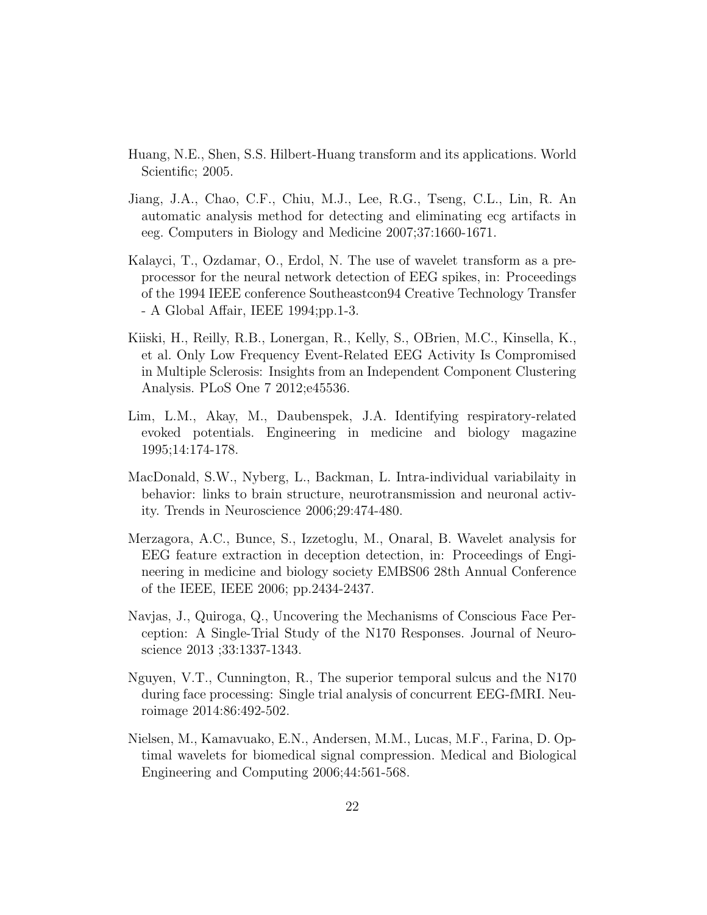Huang, N.E., Shen, S.S. Hilbert-Huang transform and its applications. World Scientific; 2005.

Jiang, J.A., Chao, C.F., Chiu, M.J., Lee, R.G., Tseng, C.L., Lin, R. An automatic analysis method for detecting and eliminating ecg artifacts in eeg. Computers in Biology and Medicine 2007;37:1660-1671.

Kalayci, T., Ozdamar, O., Erdol, N. The use of wavelet transform as a preprocessor for the neural network detection of EEG spikes, in: Proceedings of the 1994 IEEE conference Southeastcon94 Creative Technology Transfer - A Global Affair, IEEE 1994;pp.1-3.

Kiiski, H., Reilly, R.B., Lonergan, R., Kelly, S., OBrien, M.C., Kinsella, K., et al. Only Low Frequency Event-Related EEG Activity Is Compromised in Multiple Sclerosis: Insights from an Independent Component Clustering Analysis. PLoS One 7 2012;e45536.

Lim, L.M., Akay, M., Daubenspek, J.A. Identifying respiratory-related evoked potentials. Engineering in medicine and biology magazine 1995;14:174-178.

MacDonald, S.W., Nyberg, L., Backman, L. Intra-individual variabilaity in behavior: links to brain structure, neurotransmission and neuronal activity. Trends in Neuroscience 2006;29:474-480.

Merzagora, A.C., Bunce, S., Izzetoglu, M., Onaral, B. Wavelet analysis for EEG feature extraction in deception detection, in: Proceedings of Engineering in medicine and biology society EMBS06 28th Annual Conference of the IEEE, IEEE 2006; pp.2434-2437.

Navjas, J., Quiroga, Q., Uncovering the Mechanisms of Conscious Face Perception: A Single-Trial Study of the N170 Responses. Journal of Neuroscience 2013 ;33:1337-1343.

Nguyen, V.T., Cunnington, R., The superior temporal sulcus and the N170 during face processing: Single trial analysis of concurrent EEG-fMRI. Neuroimage 2014:86:492-502.

Nielsen, M., Kamavuako, E.N., Andersen, M.M., Lucas, M.F., Farina, D. Optimal wavelets for biomedical signal compression. Medical and Biological Engineering and Computing 2006;44:561-568.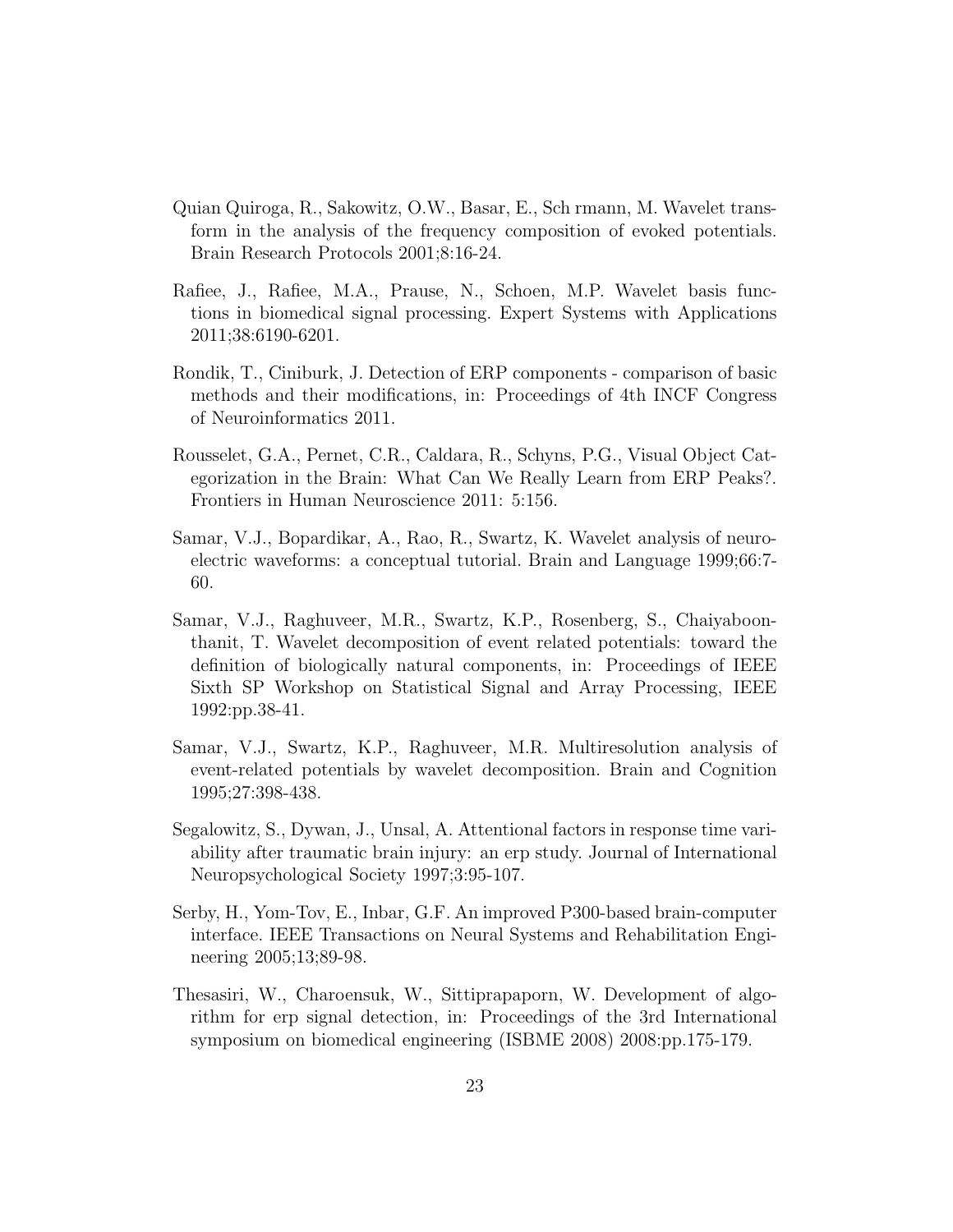Quian Quiroga, R., Sakowitz, O.W., Basar, E., Sch rmann, M. Wavelet transform in the analysis of the frequency composition of evoked potentials. Brain Research Protocols 2001;8:16-24.

Rafiee, J., Rafiee, M.A., Prause, N., Schoen, M.P. Wavelet basis functions in biomedical signal processing. Expert Systems with Applications 2011;38:6190-6201.

Rondik, T., Ciniburk, J. Detection of ERP components - comparison of basic methods and their modifications, in: Proceedings of 4th INCF Congress of Neuroinformatics 2011.

Rousselet, G.A., Pernet, C.R., Caldara, R., Schyns, P.G., Visual Object Categorization in the Brain: What Can We Really Learn from ERP Peaks?. Frontiers in Human Neuroscience 2011: 5:156.

Samar, V.J., Bopardikar, A., Rao, R., Swartz, K. Wavelet analysis of neuroelectric waveforms: a conceptual tutorial. Brain and Language 1999;66:7-60.

Samar, V.J., Raghuveer, M.R., Swartz, K.P., Rosenberg, S., Chaiyaboonthanit, T. Wavelet decomposition of event related potentials: toward the definition of biologically natural components, in: Proceedings of IEEE Sixth SP Workshop on Statistical Signal and Array Processing, IEEE 1992:pp.38-41.

Samar, V.J., Swartz, K.P., Raghuveer, M.R. Multiresolution analysis of event-related potentials by wavelet decomposition. Brain and Cognition 1995;27:398-438.

Segalowitz, S., Dywan, J., Unsal, A. Attentional factors in response time variability after traumatic brain injury: an erp study. Journal of International Neuropsychological Society 1997;3:95-107.

Serby, H., Yom-Tov, E., Inbar, G.F. An improved P300-based brain-computer interface. IEEE Transactions on Neural Systems and Rehabilitation Engineering 2005;13;89-98.

Thesasiri, W., Charoensuk, W., Sittiprapaporn, W. Development of algorithm for erp signal detection, in: Proceedings of the 3rd International symposium on biomedical engineering (ISBME 2008) 2008:pp.175-179.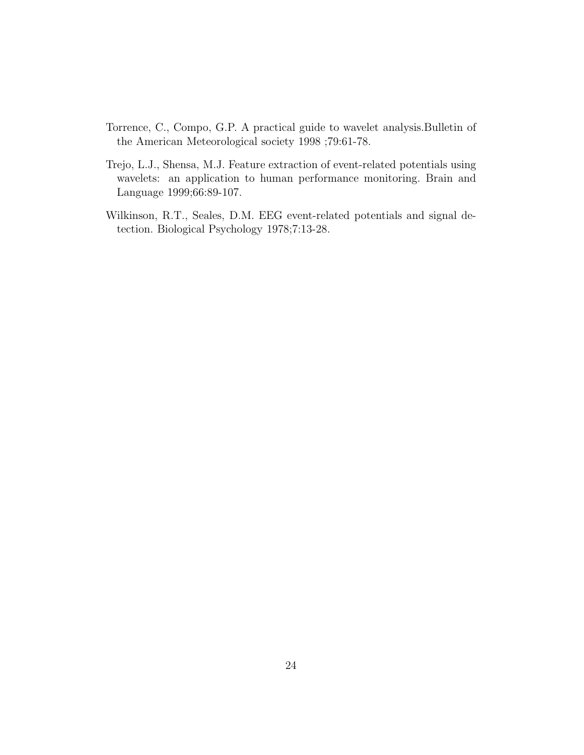Torrence, C., Compo, G.P. A practical guide to wavelet analysis.Bulletin of the American Meteorological society 1998 ;79:61-78.

Trejo, L.J., Shensa, M.J. Feature extraction of event-related potentials using wavelets: an application to human performance monitoring. Brain and Language 1999;66:89-107.

Wilkinson, R.T., Seales, D.M. EEG event-related potentials and signal detection. Biological Psychology 1978;7:13-28.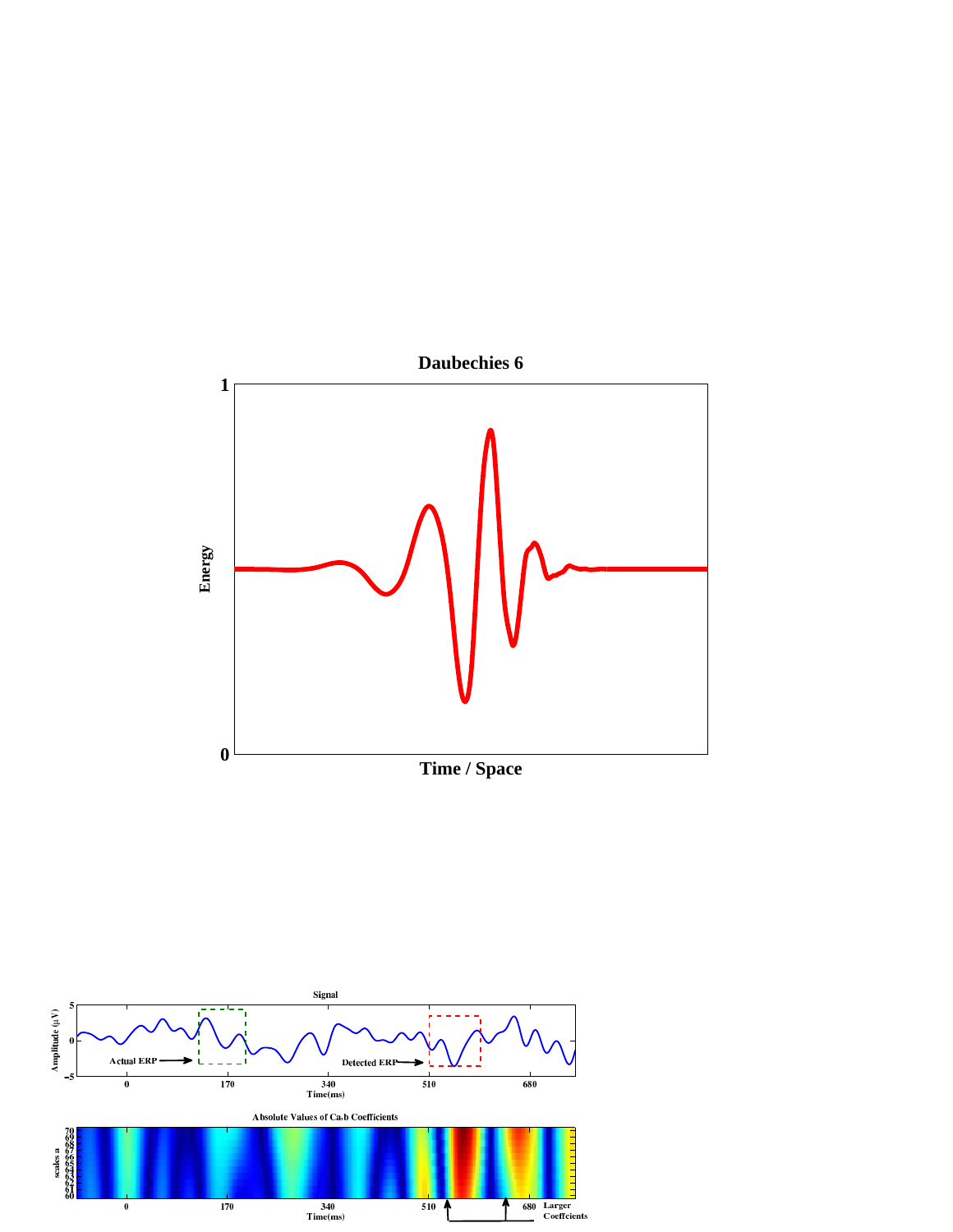**Daubechies 6**

1

Energy

0

**Time / Space**

Signal

Amplitude ($\mu$V)

5

0

-5

Actual ERP

Detected ERP

0 170 340 510 680

Time(ms)

Absolute Values of Ca,b Coefficients

scales a

70

61

60

0 170 340 510 680

Time(ms)

Larger Coeffcients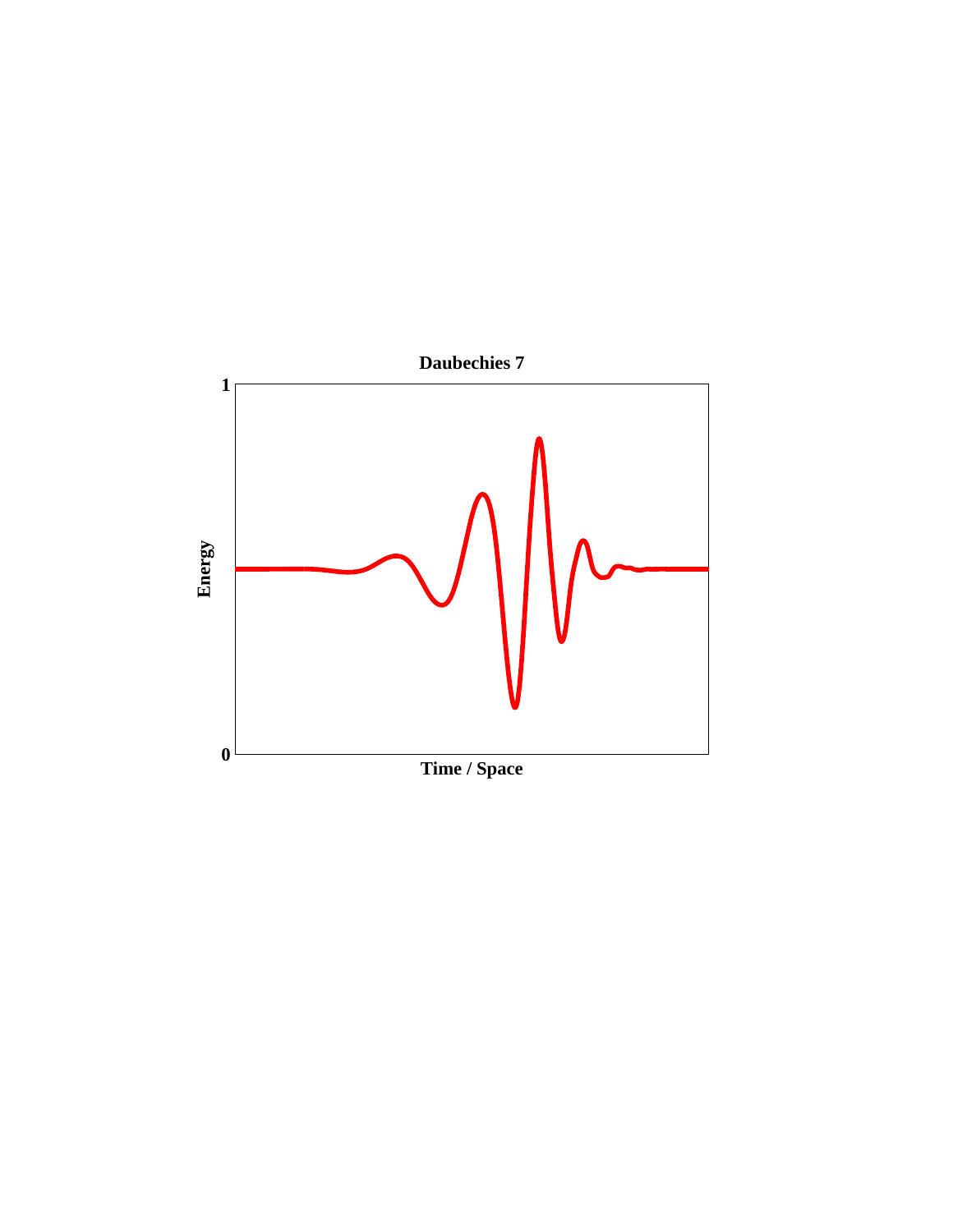Daubechies 7

Energy

1

0

Time / Space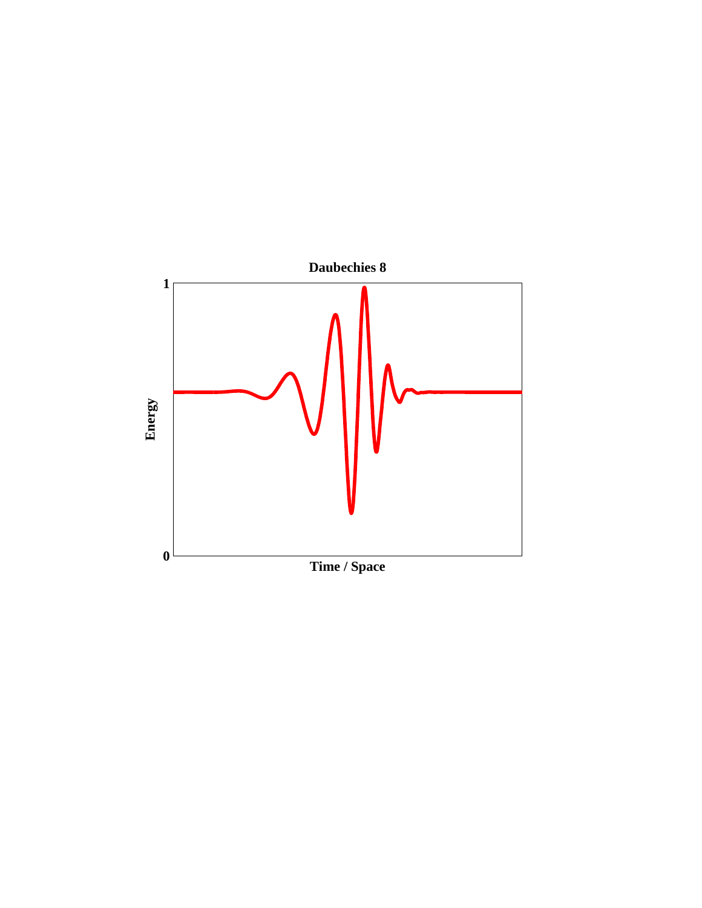**Daubechies 8**

1

Energy

0

**Time / Space**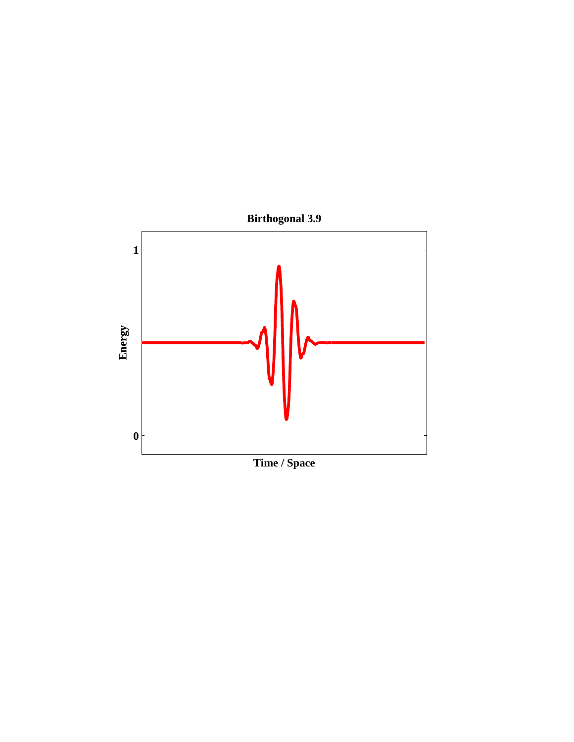**Birthogonal 3.9**

1

0

Energy

Time / Space